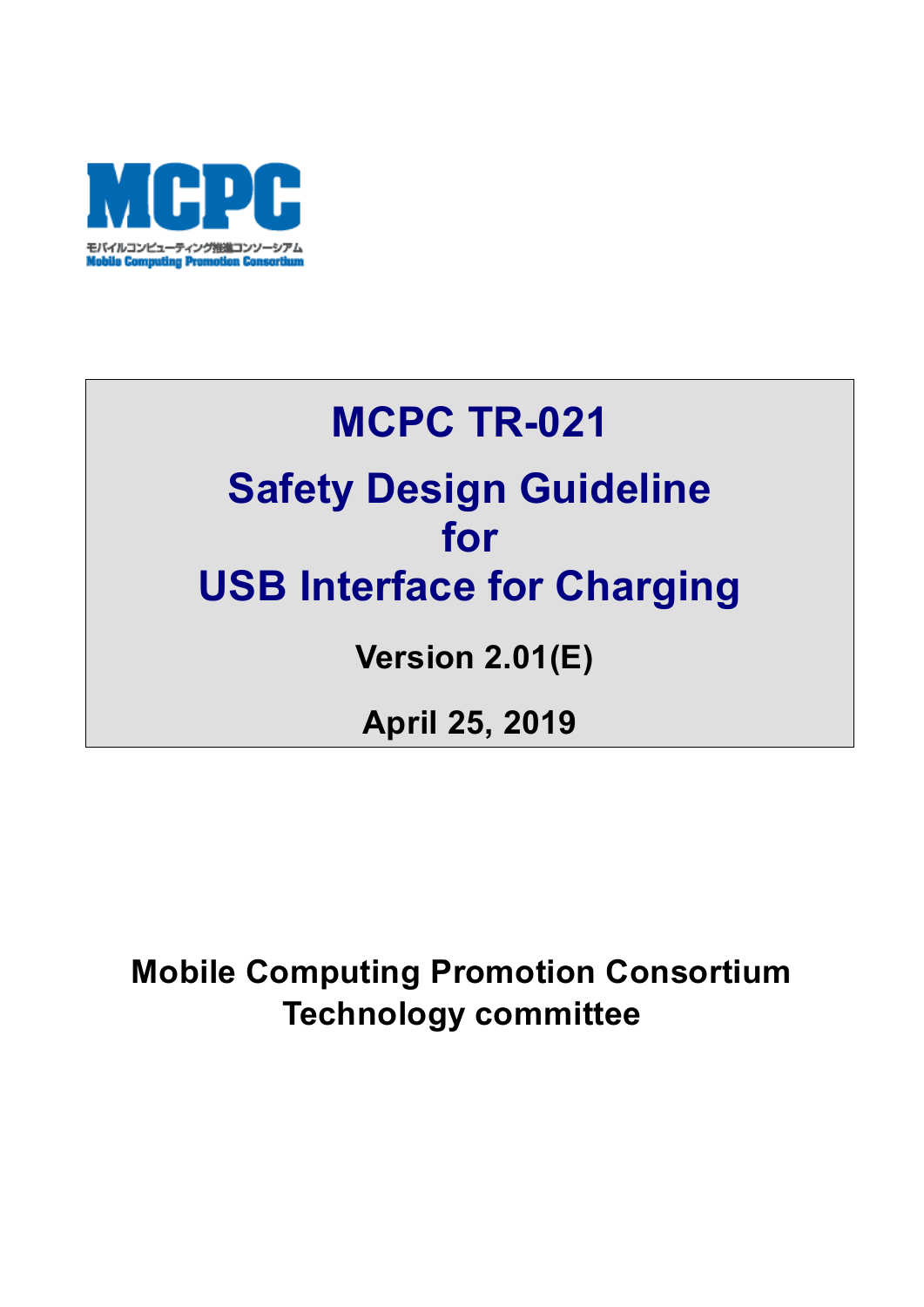MCPC

モバイルコンピューティング推進コンソーシアム
Mobile Computing Promotion Consortium

# MCPC TR-021

# Safety Design Guideline for USB Interface for Charging

**Version 2.01(E)**

**April 25, 2019**

**Mobile Computing Promotion Consortium**
**Technology committee**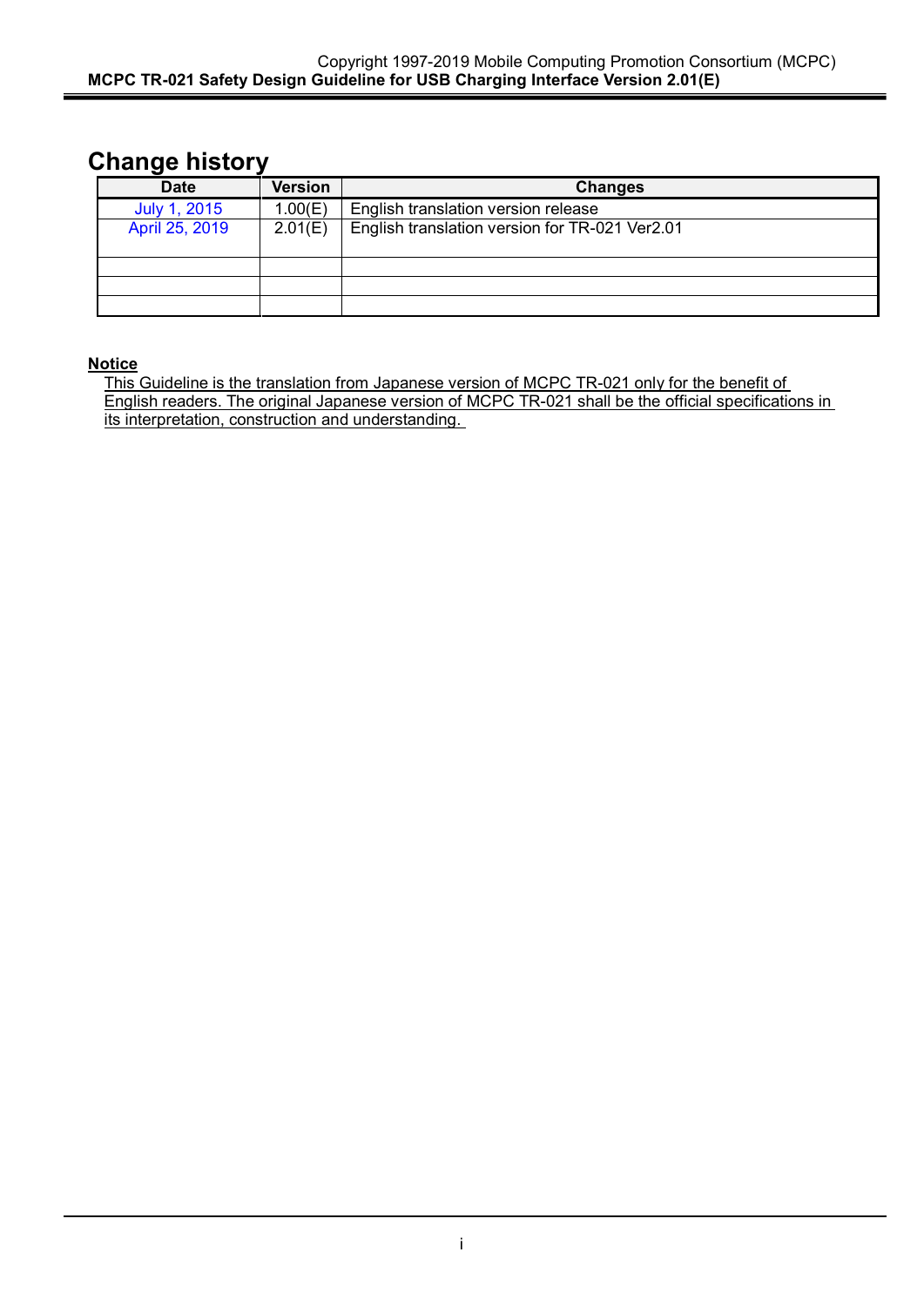## Change history

| Date | Version | Changes |
|---|---|---|
| July 1, 2015 | 1.00(E) | English translation version release |
| April 25, 2019 | 2.01(E) | English translation version for TR-021 Ver2.01 |
| | | |
| | | |
| | | |

**Notice**

This Guideline is the translation from Japanese version of MCPC TR-021 only for the benefit of English readers. The original Japanese version of MCPC TR-021 shall be the official specifications in its interpretation, construction and understanding.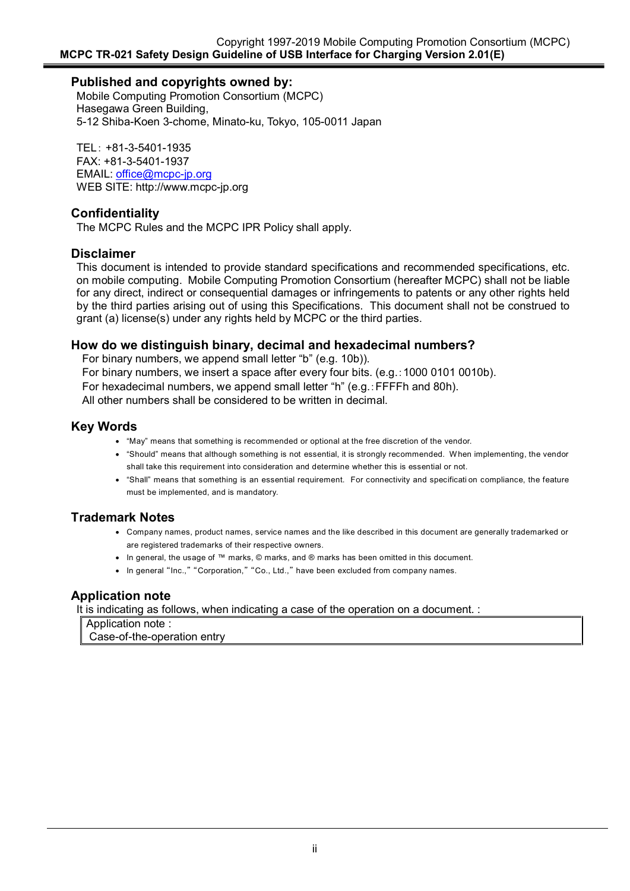## Published and copyrights owned by:

Mobile Computing Promotion Consortium (MCPC)
Hasegawa Green Building,
5-12 Shiba-Koen 3-chome, Minato-ku, Tokyo, 105-0011 Japan

TEL: +81-3-5401-1935
FAX: +81-3-5401-1937
EMAIL: office@mcpc-jp.org
WEB SITE: http://www.mcpc-jp.org

## Confidentiality

The MCPC Rules and the MCPC IPR Policy shall apply.

## Disclaimer

This document is intended to provide standard specifications and recommended specifications, etc. on mobile computing. Mobile Computing Promotion Consortium (hereafter MCPC) shall not be liable for any direct, indirect or consequential damages or infringements to patents or any other rights held by the third parties arising out of using this Specifications. This document shall not be construed to grant (a) license(s) under any rights held by MCPC or the third parties.

## How do we distinguish binary, decimal and hexadecimal numbers?

For binary numbers, we append small letter "b" (e.g. 10b)).
For binary numbers, we insert a space after every four bits. (e.g.: 1000 0101 0010b).
For hexadecimal numbers, we append small letter "h" (e.g.: FFFFh and 80h).
All other numbers shall be considered to be written in decimal.

## Key Words

- "May" means that something is recommended or optional at the free discretion of the vendor.
- "Should" means that although something is not essential, it is strongly recommended. When implementing, the vendor shall take this requirement into consideration and determine whether this is essential or not.
- "Shall" means that something is an essential requirement. For connectivity and specification compliance, the feature must be implemented, and is mandatory.

## Trademark Notes

- Company names, product names, service names and the like described in this document are generally trademarked or are registered trademarks of their respective owners.
- In general, the usage of ™ marks, © marks, and ® marks has been omitted in this document.
- In general "Inc.," "Corporation," "Co., Ltd.," have been excluded from company names.

## Application note

It is indicating as follows, when indicating a case of the operation on a document. :

| Application note :<br>Case-of-the-operation entry |
|---|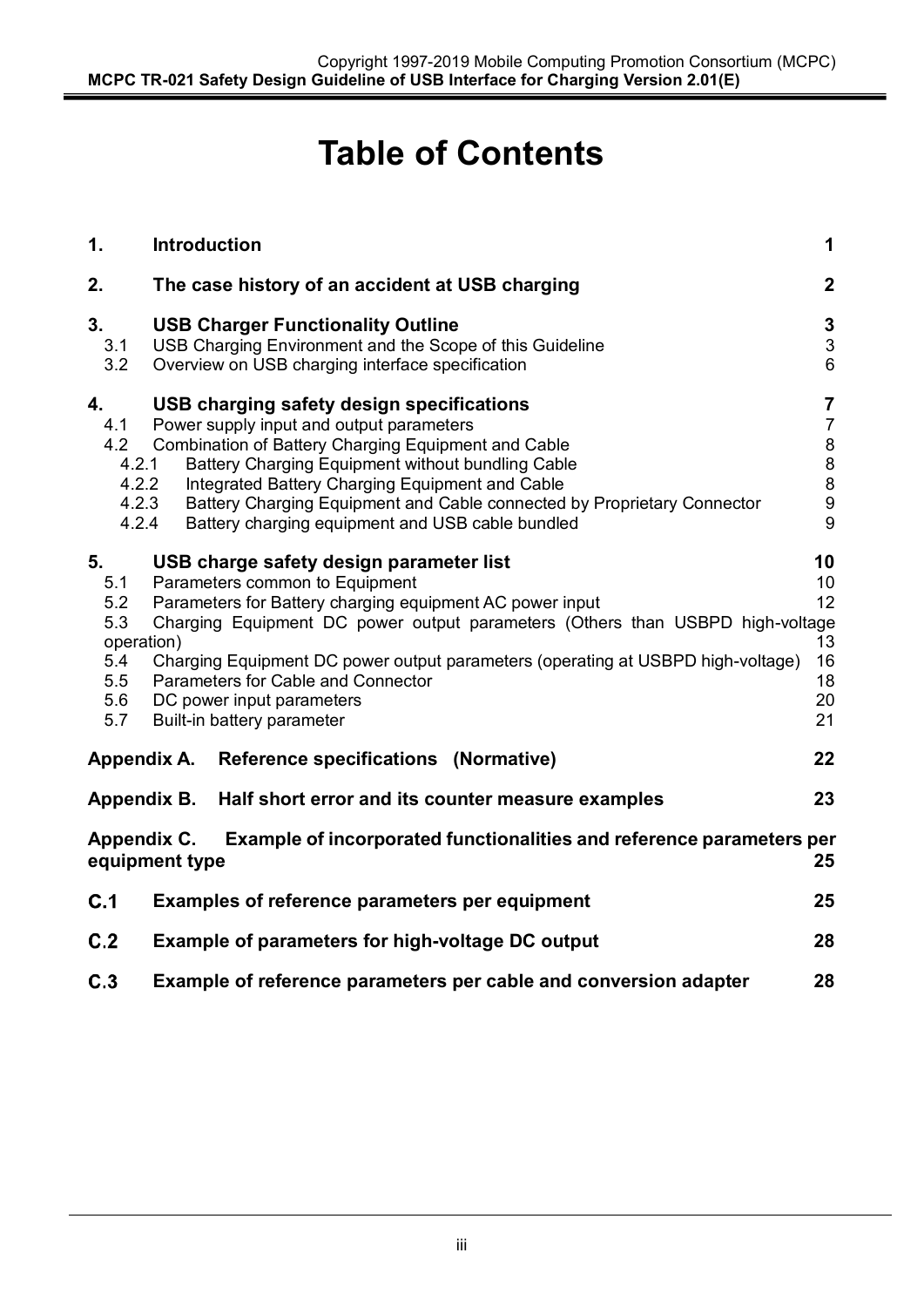# Table of Contents

| | | |
|---|---|---|
| **1.** | **Introduction** | **1** |
| **2.** | **The case history of an accident at USB charging** | **2** |
| **3.** | **USB Charger Functionality Outline** | **3** |
| 3.1 | USB Charging Environment and the Scope of this Guideline | 3 |
| 3.2 | Overview on USB charging interface specification | 6 |
| **4.** | **USB charging safety design specifications** | **7** |
| 4.1 | Power supply input and output parameters | 7 |
| 4.2 | Combination of Battery Charging Equipment and Cable | 8 |
| 4.2.1 | Battery Charging Equipment without bundling Cable | 8 |
| 4.2.2 | Integrated Battery Charging Equipment and Cable | 8 |
| 4.2.3 | Battery Charging Equipment and Cable connected by Proprietary Connector | 9 |
| 4.2.4 | Battery charging equipment and USB cable bundled | 9 |
| **5.** | **USB charge safety design parameter list** | **10** |
| 5.1 | Parameters common to Equipment | 10 |
| 5.2 | Parameters for Battery charging equipment AC power input | 12 |
| 5.3 | Charging Equipment DC power output parameters (Others than USBPD high-voltage operation) | 13 |
| 5.4 | Charging Equipment DC power output parameters (operating at USBPD high-voltage) | 16 |
| 5.5 | Parameters for Cable and Connector | 18 |
| 5.6 | DC power input parameters | 20 |
| 5.7 | Built-in battery parameter | 21 |
| **Appendix A.** | **Reference specifications (Normative)** | **22** |
| **Appendix B.** | **Half short error and its counter measure examples** | **23** |
| **Appendix C.** | **Example of incorporated functionalities and reference parameters per equipment type** | **25** |
| **C.1** | **Examples of reference parameters per equipment** | **25** |
| **C.2** | **Example of parameters for high-voltage DC output** | **28** |
| **C.3** | **Example of reference parameters per cable and conversion adapter** | **28** |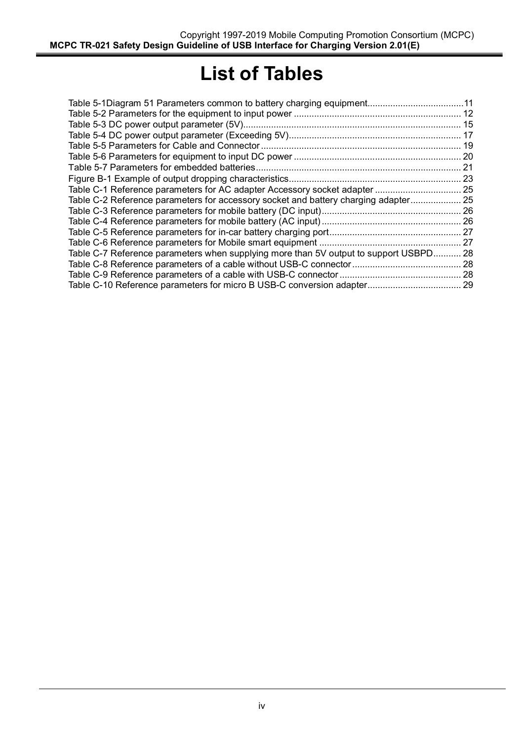# List of Tables

Table 5-1Diagram 51 Parameters common to battery charging equipment......................................11
Table 5-2 Parameters for the equipment to input power .................................................................. 12
Table 5-3 DC power output parameter (5V)...................................................................................... 15
Table 5-4 DC power output parameter (Exceeding 5V).................................................................... 17
Table 5-5 Parameters for Cable and Connector ............................................................................... 19
Table 5-6 Parameters for equipment to input DC power .................................................................. 20
Table 5-7 Parameters for embedded batteries................................................................................. 21
Figure B-1 Example of output dropping characteristics.................................................................... 23
Table C-1 Reference parameters for AC adapter Accessory socket adapter .................................. 25
Table C-2 Reference parameters for accessory socket and battery charging adapter.................... 25
Table C-3 Reference parameters for mobile battery (DC input)....................................................... 26
Table C-4 Reference parameters for mobile battery (AC input)....................................................... 26
Table C-5 Reference parameters for in-car battery charging port.................................................... 27
Table C-6 Reference parameters for Mobile smart equipment ........................................................ 27
Table C-7 Reference parameters when supplying more than 5V output to support USBPD........... 28
Table C-8 Reference parameters of a cable without USB-C connector........................................... 28
Table C-9 Reference parameters of a cable with USB-C connector................................................ 28
Table C-10 Reference parameters for micro B USB-C conversion adapter..................................... 29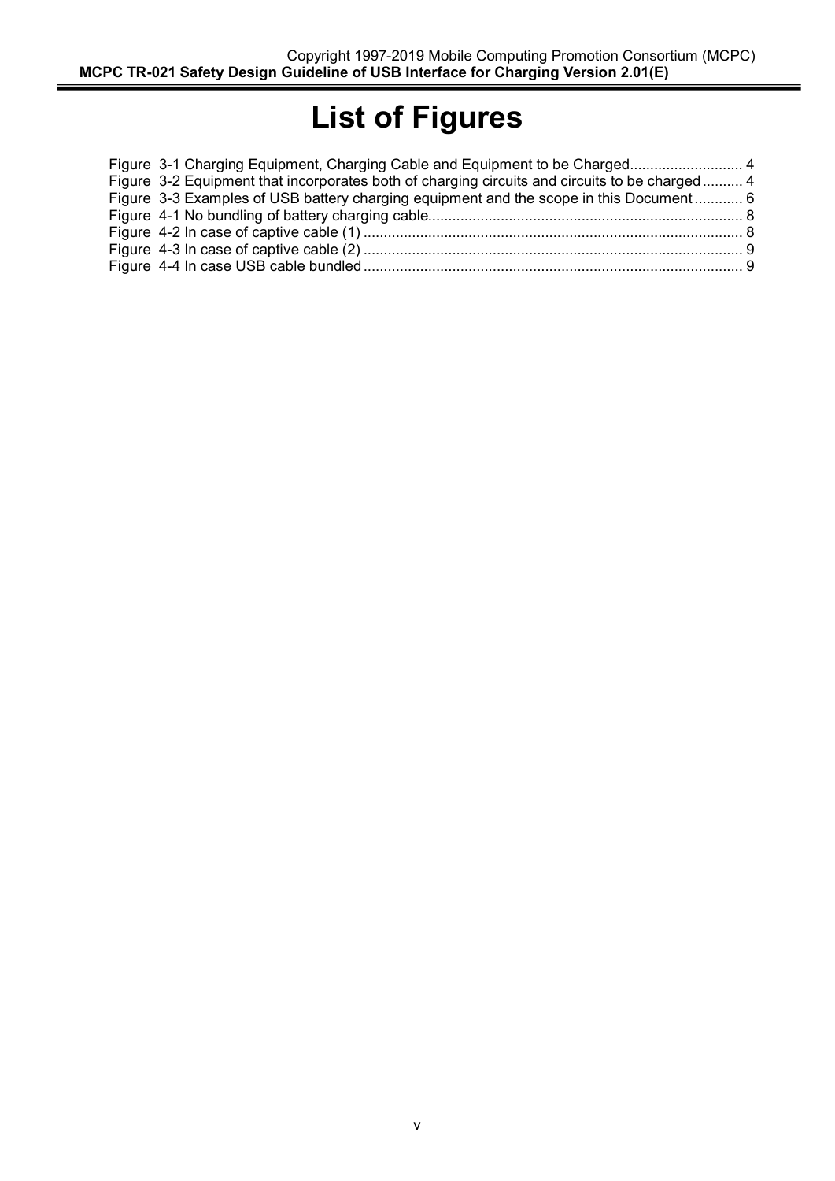# List of Figures

Figure 3-1 Charging Equipment, Charging Cable and Equipment to be Charged............................ 4
Figure 3-2 Equipment that incorporates both of charging circuits and circuits to be charged .......... 4
Figure 3-3 Examples of USB battery charging equipment and the scope in this Document ............ 6
Figure 4-1 No bundling of battery charging cable............................................................................. 8
Figure 4-2 In case of captive cable (1) ............................................................................................. 8
Figure 4-3 In case of captive cable (2) ............................................................................................. 9
Figure 4-4 In case USB cable bundled ............................................................................................. 9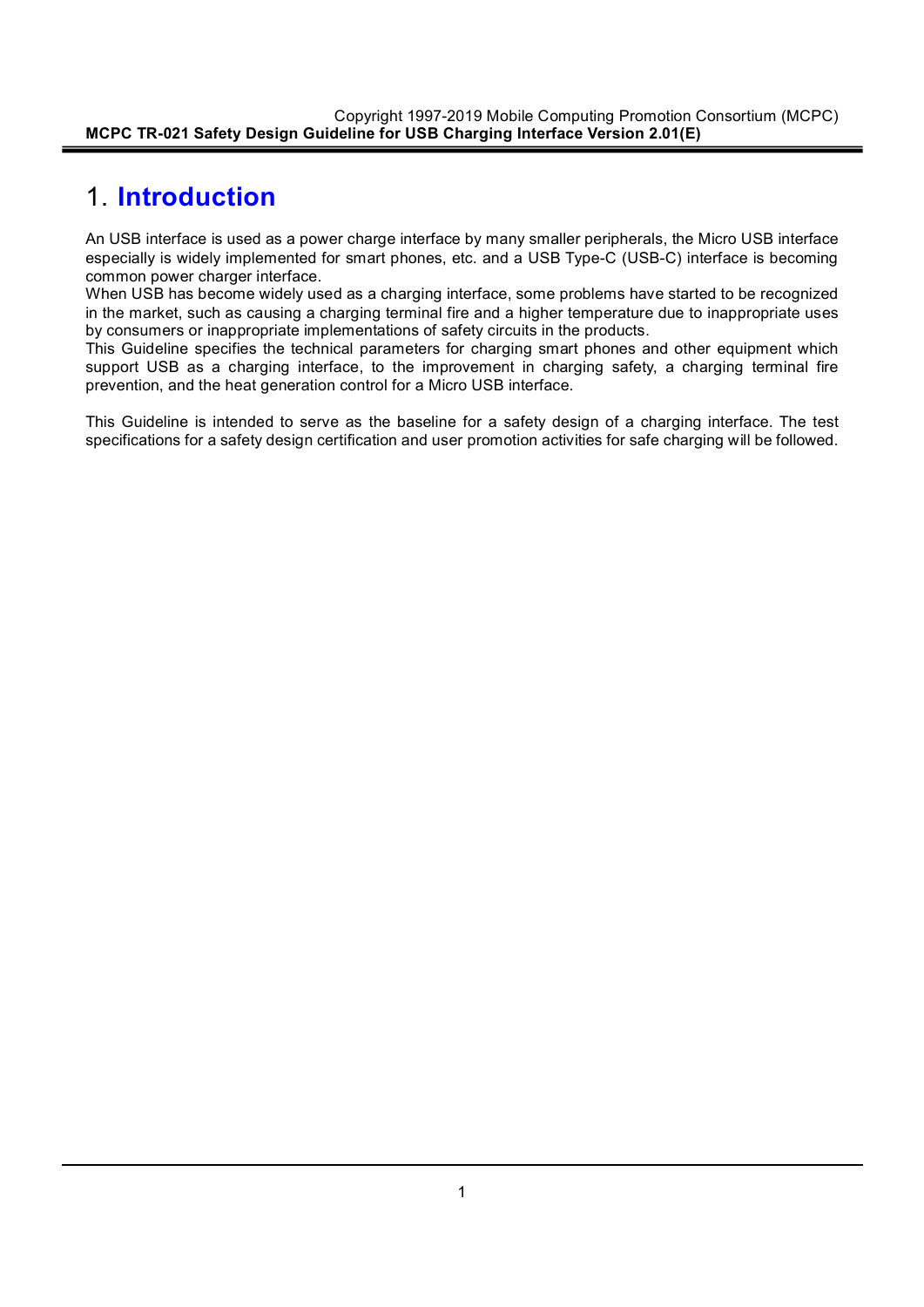# 1. **Introduction**

An USB interface is used as a power charge interface by many smaller peripherals, the Micro USB interface especially is widely implemented for smart phones, etc. and a USB Type-C (USB-C) interface is becoming common power charger interface.
When USB has become widely used as a charging interface, some problems have started to be recognized in the market, such as causing a charging terminal fire and a higher temperature due to inappropriate uses by consumers or inappropriate implementations of safety circuits in the products.
This Guideline specifies the technical parameters for charging smart phones and other equipment which support USB as a charging interface, to the improvement in charging safety, a charging terminal fire prevention, and the heat generation control for a Micro USB interface.

This Guideline is intended to serve as the baseline for a safety design of a charging interface. The test specifications for a safety design certification and user promotion activities for safe charging will be followed.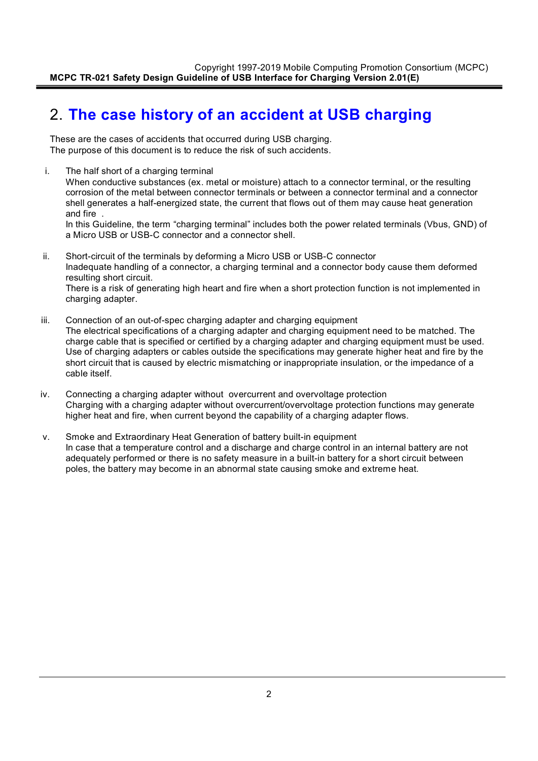# 2. The case history of an accident at USB charging

These are the cases of accidents that occurred during USB charging.
The purpose of this document is to reduce the risk of such accidents.

i. The half short of a charging terminal
   When conductive substances (ex. metal or moisture) attach to a connector terminal, or the resulting corrosion of the metal between connector terminals or between a connector terminal and a connector shell generates a half-energized state, the current that flows out of them may cause heat generation and fire .
   In this Guideline, the term “charging terminal” includes both the power related terminals (Vbus, GND) of a Micro USB or USB-C connector and a connector shell.

ii. Short-circuit of the terminals by deforming a Micro USB or USB-C connector
   Inadequate handling of a connector, a charging terminal and a connector body cause them deformed resulting short circuit.
   There is a risk of generating high heart and fire when a short protection function is not implemented in charging adapter.

iii. Connection of an out-of-spec charging adapter and charging equipment
   The electrical specifications of a charging adapter and charging equipment need to be matched. The charge cable that is specified or certified by a charging adapter and charging equipment must be used. Use of charging adapters or cables outside the specifications may generate higher heat and fire by the short circuit that is caused by electric mismatching or inappropriate insulation, or the impedance of a cable itself.

iv. Connecting a charging adapter without overcurrent and overvoltage protection
   Charging with a charging adapter without overcurrent/overvoltage protection functions may generate higher heat and fire, when current beyond the capability of a charging adapter flows.

v. Smoke and Extraordinary Heat Generation of battery built-in equipment
   In case that a temperature control and a discharge and charge control in an internal battery are not adequately performed or there is no safety measure in a built-in battery for a short circuit between poles, the battery may become in an abnormal state causing smoke and extreme heat.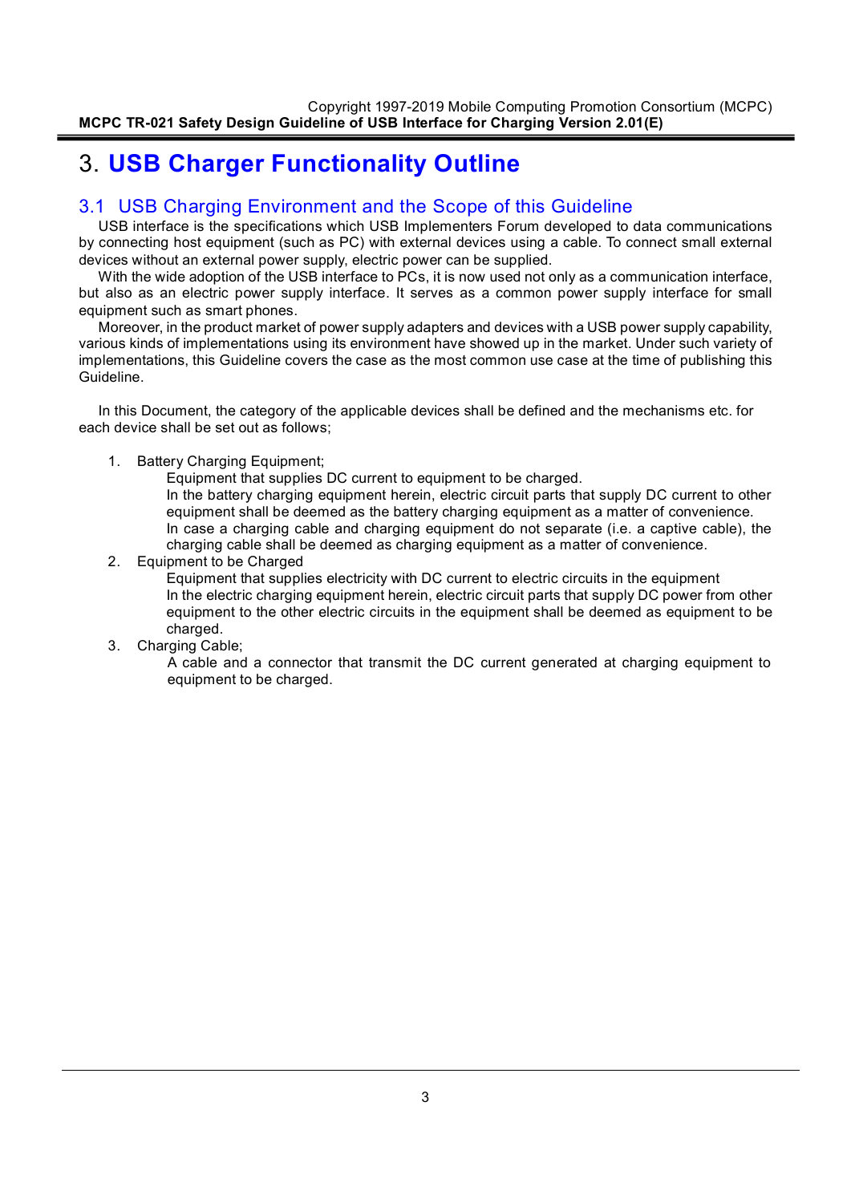# 3. USB Charger Functionality Outline

## 3.1 USB Charging Environment and the Scope of this Guideline

USB interface is the specifications which USB Implementers Forum developed to data communications by connecting host equipment (such as PC) with external devices using a cable. To connect small external devices without an external power supply, electric power can be supplied.

With the wide adoption of the USB interface to PCs, it is now used not only as a communication interface, but also as an electric power supply interface. It serves as a common power supply interface for small equipment such as smart phones.

Moreover, in the product market of power supply adapters and devices with a USB power supply capability, various kinds of implementations using its environment have showed up in the market. Under such variety of implementations, this Guideline covers the case as the most common use case at the time of publishing this Guideline.

In this Document, the category of the applicable devices shall be defined and the mechanisms etc. for each device shall be set out as follows;

1. Battery Charging Equipment;

   Equipment that supplies DC current to equipment to be charged.
   In the battery charging equipment herein, electric circuit parts that supply DC current to other equipment shall be deemed as the battery charging equipment as a matter of convenience.
   In case a charging cable and charging equipment do not separate (i.e. a captive cable), the charging cable shall be deemed as charging equipment as a matter of convenience.

2. Equipment to be Charged

   Equipment that supplies electricity with DC current to electric circuits in the equipment
   In the electric charging equipment herein, electric circuit parts that supply DC power from other equipment to the other electric circuits in the equipment shall be deemed as equipment to be charged.

3. Charging Cable;

   A cable and a connector that transmit the DC current generated at charging equipment to equipment to be charged.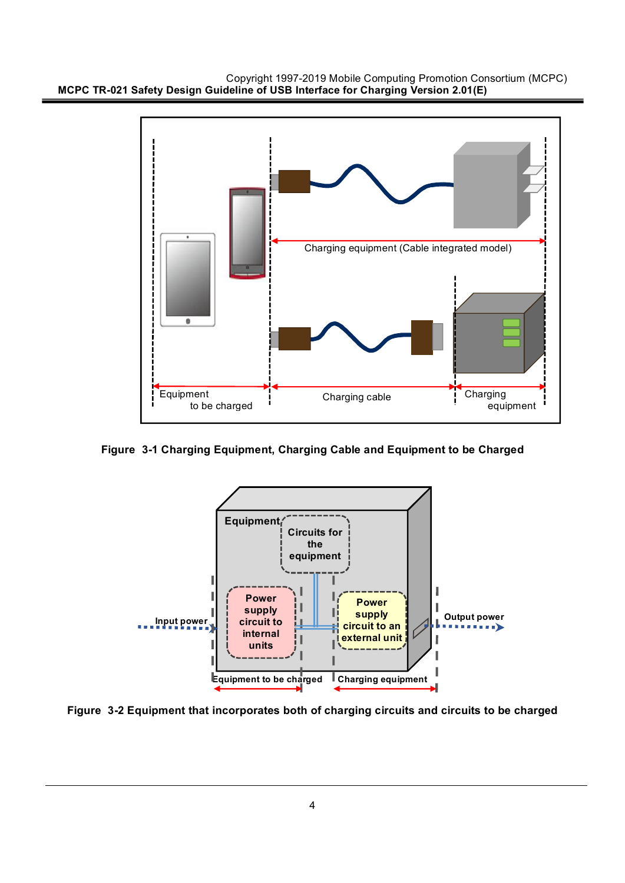Figure 3-1 Charging Equipment, Charging Cable and Equipment to be Charged

Figure 3-2 Equipment that incorporates both of charging circuits and circuits to be charged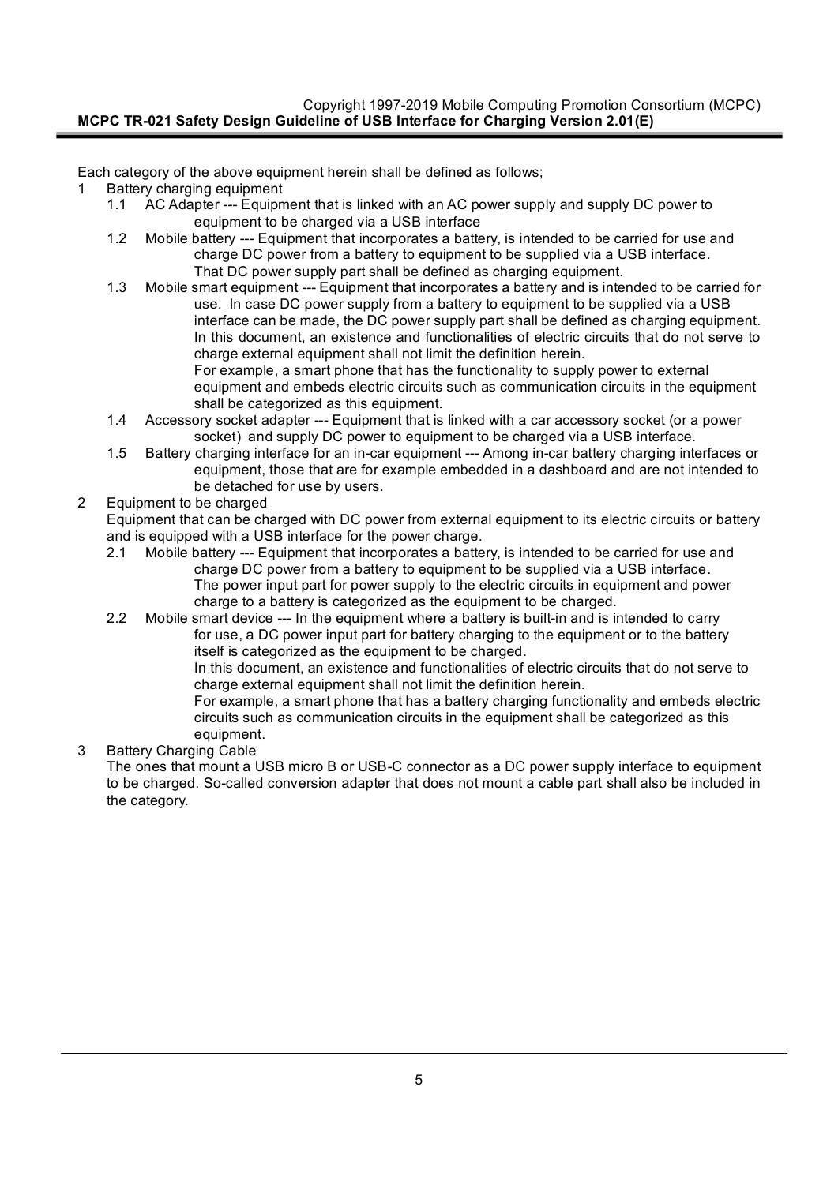Each category of the above equipment herein shall be defined as follows;

1 Battery charging equipment
   - 1.1 AC Adapter --- Equipment that is linked with an AC power supply and supply DC power to equipment to be charged via a USB interface
   - 1.2 Mobile battery --- Equipment that incorporates a battery, is intended to be carried for use and charge DC power from a battery to equipment to be supplied via a USB interface. That DC power supply part shall be defined as charging equipment.
   - 1.3 Mobile smart equipment --- Equipment that incorporates a battery and is intended to be carried for use. In case DC power supply from a battery to equipment to be supplied via a USB interface can be made, the DC power supply part shall be defined as charging equipment. In this document, an existence and functionalities of electric circuits that do not serve to charge external equipment shall not limit the definition herein.
     For example, a smart phone that has the functionality to supply power to external equipment and embeds electric circuits such as communication circuits in the equipment shall be categorized as this equipment.
   - 1.4 Accessory socket adapter --- Equipment that is linked with a car accessory socket (or a power socket) and supply DC power to equipment to be charged via a USB interface.
   - 1.5 Battery charging interface for an in-car equipment --- Among in-car battery charging interfaces or equipment, those that are for example embedded in a dashboard and are not intended to be detached for use by users.

2 Equipment to be charged
   Equipment that can be charged with DC power from external equipment to its electric circuits or battery and is equipped with a USB interface for the power charge.
   - 2.1 Mobile battery --- Equipment that incorporates a battery, is intended to be carried for use and charge DC power from a battery to equipment to be supplied via a USB interface. The power input part for power supply to the electric circuits in equipment and power charge to a battery is categorized as the equipment to be charged.
   - 2.2 Mobile smart device --- In the equipment where a battery is built-in and is intended to carry for use, a DC power input part for battery charging to the equipment or to the battery itself is categorized as the equipment to be charged.
     In this document, an existence and functionalities of electric circuits that do not serve to charge external equipment shall not limit the definition herein.
     For example, a smart phone that has a battery charging functionality and embeds electric circuits such as communication circuits in the equipment shall be categorized as this equipment.

3 Battery Charging Cable
   The ones that mount a USB micro B or USB-C connector as a DC power supply interface to equipment to be charged. So-called conversion adapter that does not mount a cable part shall also be included in the category.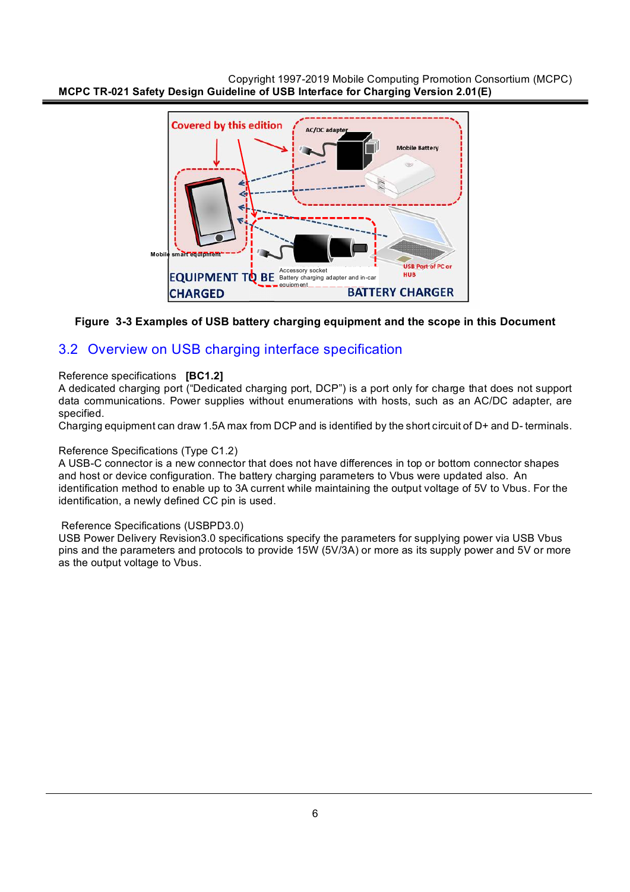**Figure 3-3 Examples of USB battery charging equipment and the scope in this Document**

## 3.2 Overview on USB charging interface specification

Reference specifications **[BC1.2]**
A dedicated charging port ("Dedicated charging port, DCP") is a port only for charge that does not support data communications. Power supplies without enumerations with hosts, such as an AC/DC adapter, are specified.
Charging equipment can draw 1.5A max from DCP and is identified by the short circuit of D+ and D- terminals.

Reference Specifications (Type C1.2)
A USB-C connector is a new connector that does not have differences in top or bottom connector shapes and host or device configuration. The battery charging parameters to Vbus were updated also. An identification method to enable up to 3A current while maintaining the output voltage of 5V to Vbus. For the identification, a newly defined CC pin is used.

Reference Specifications (USBPD3.0)
USB Power Delivery Revision3.0 specifications specify the parameters for supplying power via USB Vbus pins and the parameters and protocols to provide 15W (5V/3A) or more as its supply power and 5V or more as the output voltage to Vbus.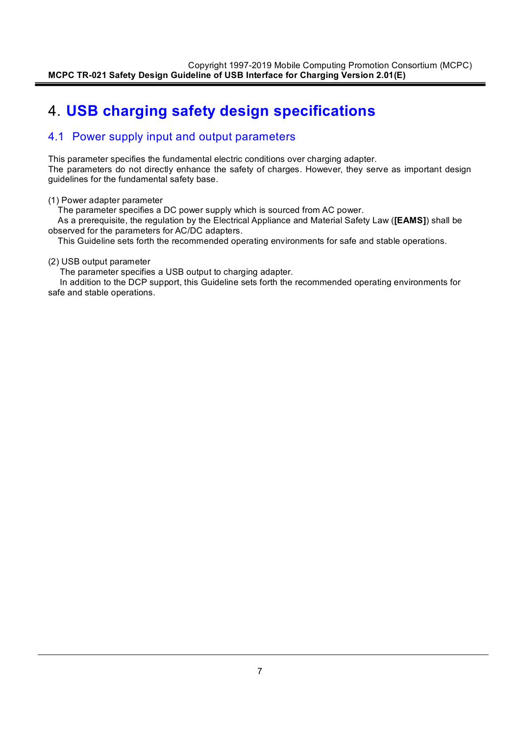# 4. USB charging safety design specifications

## 4.1 Power supply input and output parameters

This parameter specifies the fundamental electric conditions over charging adapter.
The parameters do not directly enhance the safety of charges. However, they serve as important design guidelines for the fundamental safety base.

(1) Power adapter parameter
The parameter specifies a DC power supply which is sourced from AC power.
As a prerequisite, the regulation by the Electrical Appliance and Material Safety Law (**[EAMS]**) shall be observed for the parameters for AC/DC adapters.
This Guideline sets forth the recommended operating environments for safe and stable operations.

(2) USB output parameter
The parameter specifies a USB output to charging adapter.
In addition to the DCP support, this Guideline sets forth the recommended operating environments for safe and stable operations.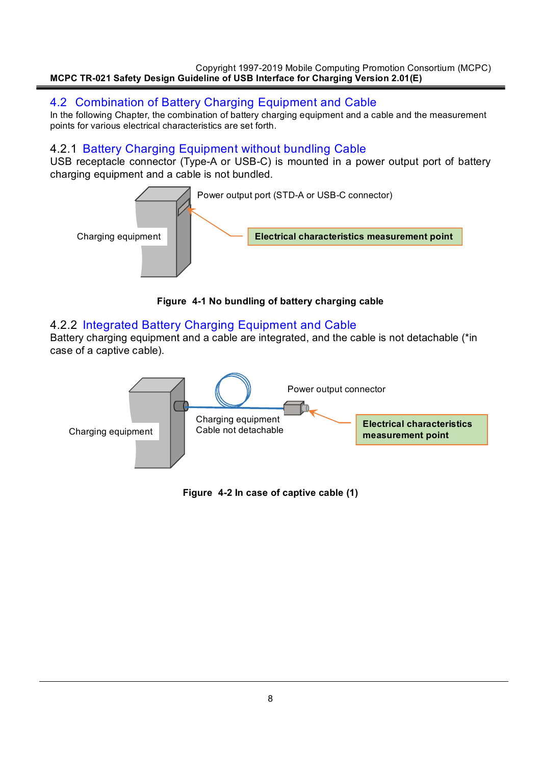## 4.2 Combination of Battery Charging Equipment and Cable

In the following Chapter, the combination of battery charging equipment and a cable and the measurement points for various electrical characteristics are set forth.

### 4.2.1 Battery Charging Equipment without bundling Cable

USB receptacle connector (Type-A or USB-C) is mounted in a power output port of battery charging equipment and a cable is not bundled.

Power output port (STD-A or USB-C connector)

Charging equipment

Electrical characteristics measurement point

**Figure 4-1 No bundling of battery charging cable**

### 4.2.2 Integrated Battery Charging Equipment and Cable

Battery charging equipment and a cable are integrated, and the cable is not detachable (*in case of a captive cable).

Power output connector

Charging equipment

Charging equipment
Cable not detachable

Electrical characteristics measurement point

**Figure 4-2 In case of captive cable (1)**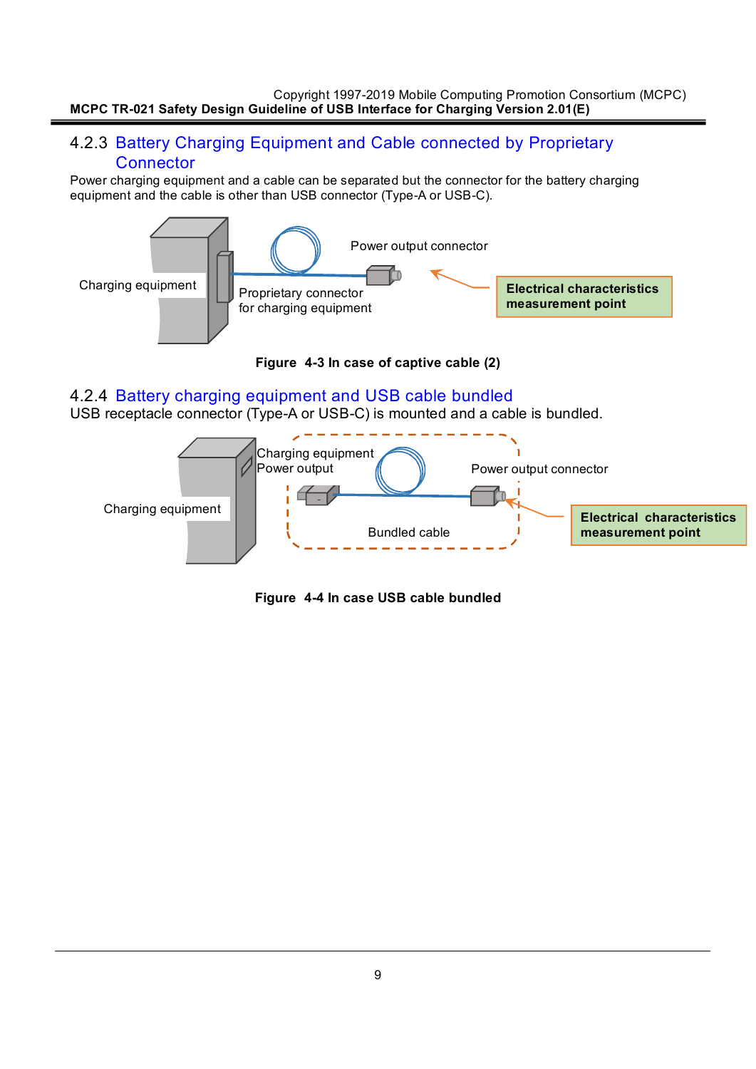### 4.2.3 Battery Charging Equipment and Cable connected by Proprietary Connector

Power charging equipment and a cable can be separated but the connector for the battery charging equipment and the cable is other than USB connector (Type-A or USB-C).

Charging equipment

Proprietary connector for charging equipment

Power output connector

**Electrical characteristics measurement point**

**Figure 4-3 In case of captive cable (2)**

### 4.2.4 Battery charging equipment and USB cable bundled

USB receptacle connector (Type-A or USB-C) is mounted and a cable is bundled.

Charging equipment

Charging equipment Power output

Power output connector

Bundled cable

**Electrical characteristics measurement point**

**Figure 4-4 In case USB cable bundled**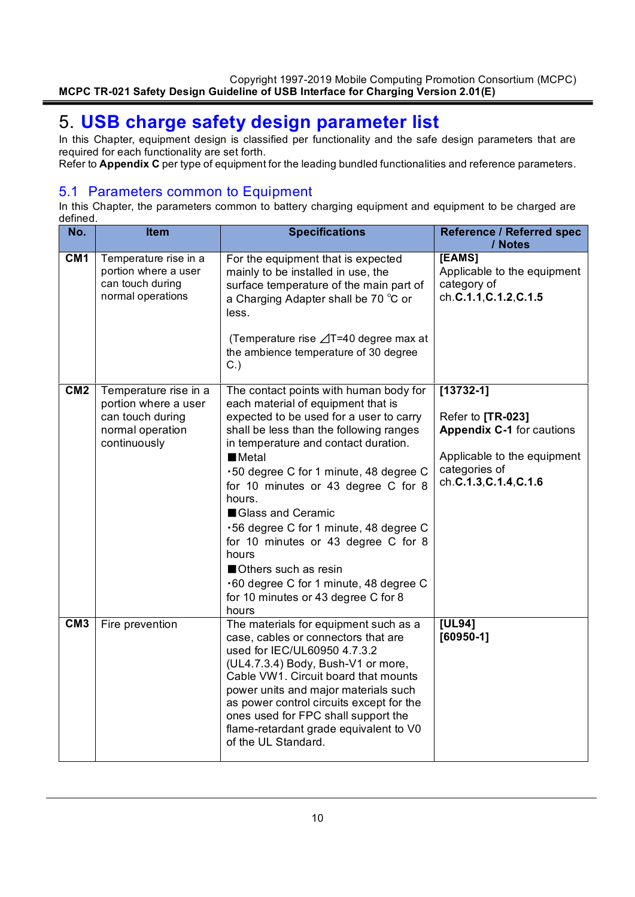# 5. USB charge safety design parameter list

In this Chapter, equipment design is classified per functionality and the safe design parameters that are required for each functionality are set forth.
Refer to **Appendix C** per type of equipment for the leading bundled functionalities and reference parameters.

## 5.1 Parameters common to Equipment

In this Chapter, the parameters common to battery charging equipment and equipment to be charged are defined.

| No. | Item | Specifications | Reference / Referred spec / Notes |
|---|---|---|---|
| **CM1** | Temperature rise in a portion where a user can touch during normal operations | For the equipment that is expected mainly to be installed in use, the surface temperature of the main part of a Charging Adapter shall be 70 ℃ or less.<br><br>(Temperature rise ⊿T=40 degree max at the ambience temperature of 30 degree C.) | **[EAMS]**<br>Applicable to the equipment category of ch.**C.1.1**,**C.1.2**,**C.1.5** |
| **CM2** | Temperature rise in a portion where a user can touch during normal operation continuously | The contact points with human body for each material of equipment that is expected to be used for a user to carry shall be less than the following ranges in temperature and contact duration.<br>■Metal<br>・50 degree C for 1 minute, 48 degree C for 10 minutes or 43 degree C for 8 hours.<br>■Glass and Ceramic<br>・56 degree C for 1 minute, 48 degree C for 10 minutes or 43 degree C for 8 hours<br>■Others such as resin<br>・60 degree C for 1 minute, 48 degree C for 10 minutes or 43 degree C for 8 hours | **[13732-1]**<br><br>Refer to **[TR-023] Appendix C-1** for cautions<br><br>Applicable to the equipment categories of ch.**C.1.3**,**C.1.4**,**C.1.6** |
| **CM3** | Fire prevention | The materials for equipment such as a case, cables or connectors that are used for IEC/UL60950 4.7.3.2 (UL4.7.3.4) Body, Bush-V1 or more, Cable VW1. Circuit board that mounts power units and major materials such as power control circuits except for the ones used for FPC shall support the flame-retardant grade equivalent to V0 of the UL Standard. | **[UL94]**<br>**[60950-1]** |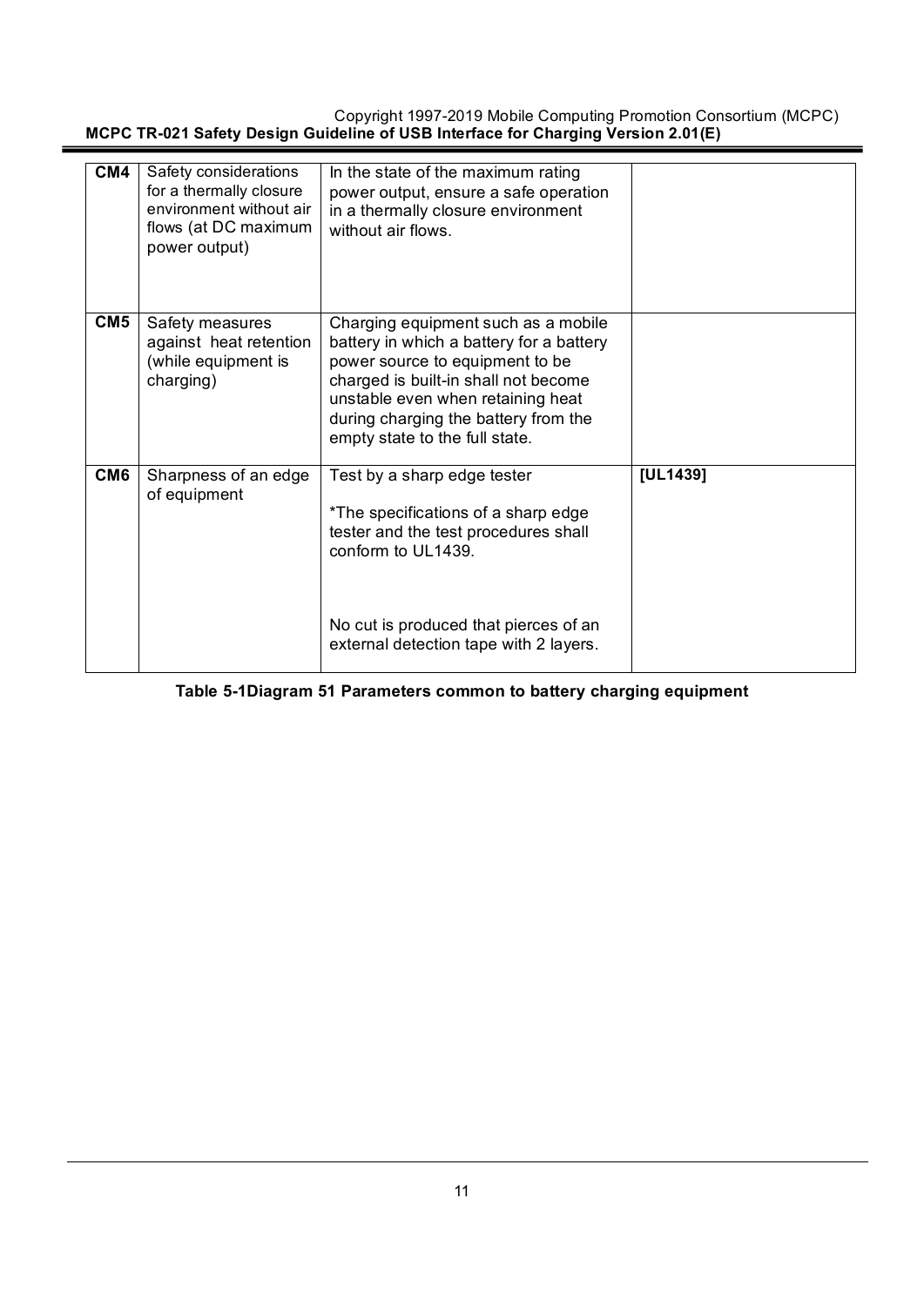| | | | |
|---|---|---|---|
| **CM4** | Safety considerations for a thermally closure environment without air flows (at DC maximum power output) | In the state of the maximum rating power output, ensure a safe operation in a thermally closure environment without air flows. | |
| **CM5** | Safety measures against heat retention (while equipment is charging) | Charging equipment such as a mobile battery in which a battery for a battery power source to equipment to be charged is built-in shall not become unstable even when retaining heat during charging the battery from the empty state to the full state. | |
| **CM6** | Sharpness of an edge of equipment | Test by a sharp edge tester<br><br>*The specifications of a sharp edge tester and the test procedures shall conform to UL1439.<br><br>No cut is produced that pierces of an external detection tape with 2 layers. | **[UL1439]** |

**Table 5-1Diagram 51 Parameters common to battery charging equipment**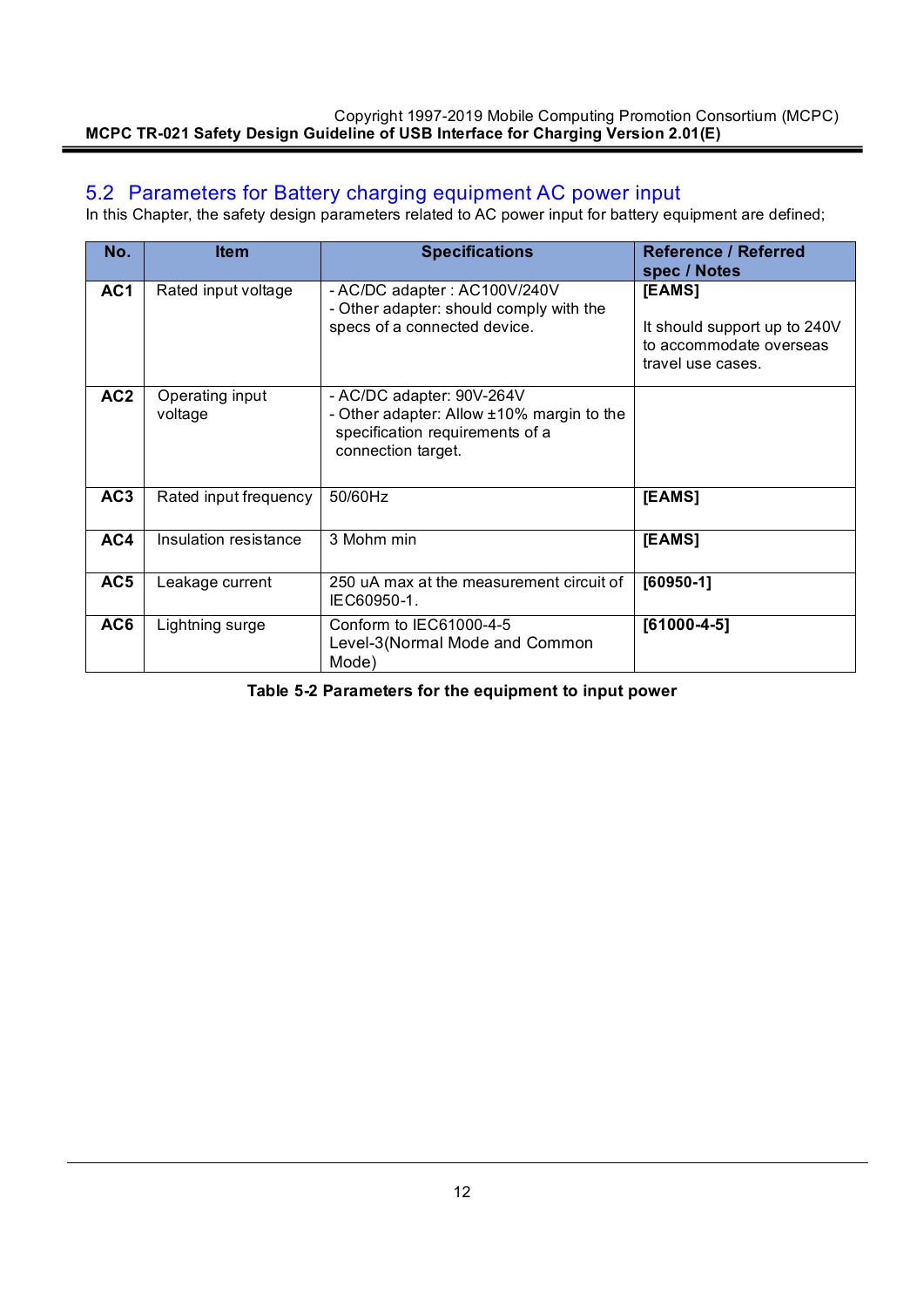## 5.2 Parameters for Battery charging equipment AC power input

In this Chapter, the safety design parameters related to AC power input for battery equipment are defined;

| No. | Item | Specifications | Reference / Referred spec / Notes |
|---|---|---|---|
| **AC1** | Rated input voltage | - AC/DC adapter : AC100V/240V<br>- Other adapter: should comply with the specs of a connected device. | **[EAMS]**<br><br>It should support up to 240V to accommodate overseas travel use cases. |
| **AC2** | Operating input voltage | - AC/DC adapter: 90V-264V<br>- Other adapter: Allow ±10% margin to the specification requirements of a connection target. | |
| **AC3** | Rated input frequency | 50/60Hz | **[EAMS]** |
| **AC4** | Insulation resistance | 3 Mohm min | **[EAMS]** |
| **AC5** | Leakage current | 250 uA max at the measurement circuit of IEC60950-1. | **[60950-1]** |
| **AC6** | Lightning surge | Conform to IEC61000-4-5 Level-3(Normal Mode and Common Mode) | **[61000-4-5]** |

**Table 5-2 Parameters for the equipment to input power**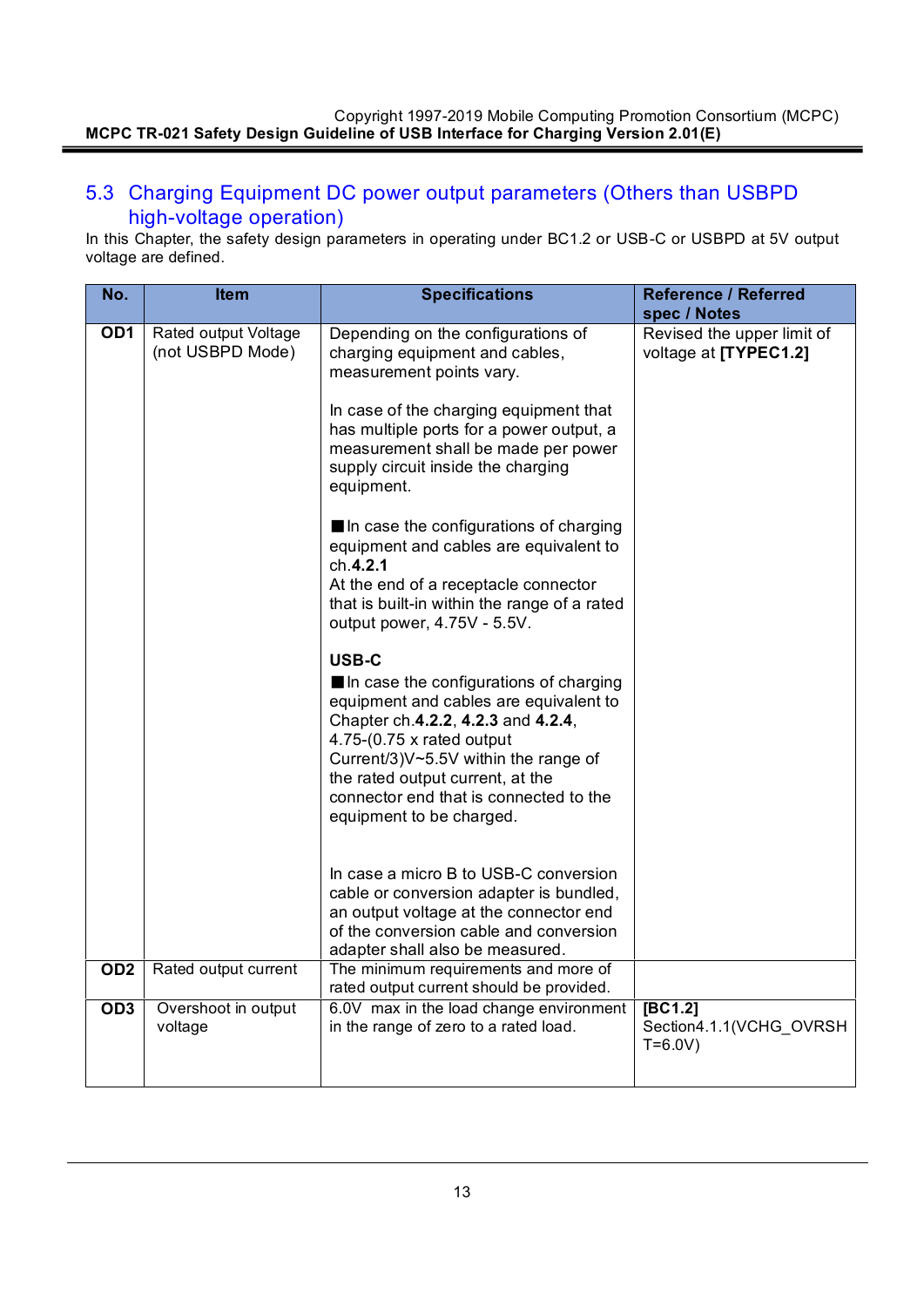## 5.3 Charging Equipment DC power output parameters (Others than USBPD high-voltage operation)

In this Chapter, the safety design parameters in operating under BC1.2 or USB-C or USBPD at 5V output voltage are defined.

| No. | Item | Specifications | Reference / Referred spec / Notes |
|---|---|---|---|
| **OD1** | Rated output Voltage (not USBPD Mode) | Depending on the configurations of charging equipment and cables, measurement points vary.<br><br>In case of the charging equipment that has multiple ports for a power output, a measurement shall be made per power supply circuit inside the charging equipment.<br><br>■In case the configurations of charging equipment and cables are equivalent to ch.**4.2.1**<br>At the end of a receptacle connector that is built-in within the range of a rated output power, 4.75V - 5.5V.<br><br>**USB-C**<br>■In case the configurations of charging equipment and cables are equivalent to Chapter ch.**4.2.2**, **4.2.3** and **4.2.4**, 4.75-(0.75 x rated output Current/3)V~5.5V within the range of the rated output current, at the connector end that is connected to the equipment to be charged.<br><br>In case a micro B to USB-C conversion cable or conversion adapter is bundled, an output voltage at the connector end of the conversion cable and conversion adapter shall also be measured. | Revised the upper limit of voltage at **[TYPEC1.2]** |
| **OD2** | Rated output current | The minimum requirements and more of rated output current should be provided. | |
| **OD3** | Overshoot in output voltage | 6.0V max in the load change environment in the range of zero to a rated load. | **[BC1.2]**<br>Section4.1.1(VCHG_OVRSHT=6.0V) |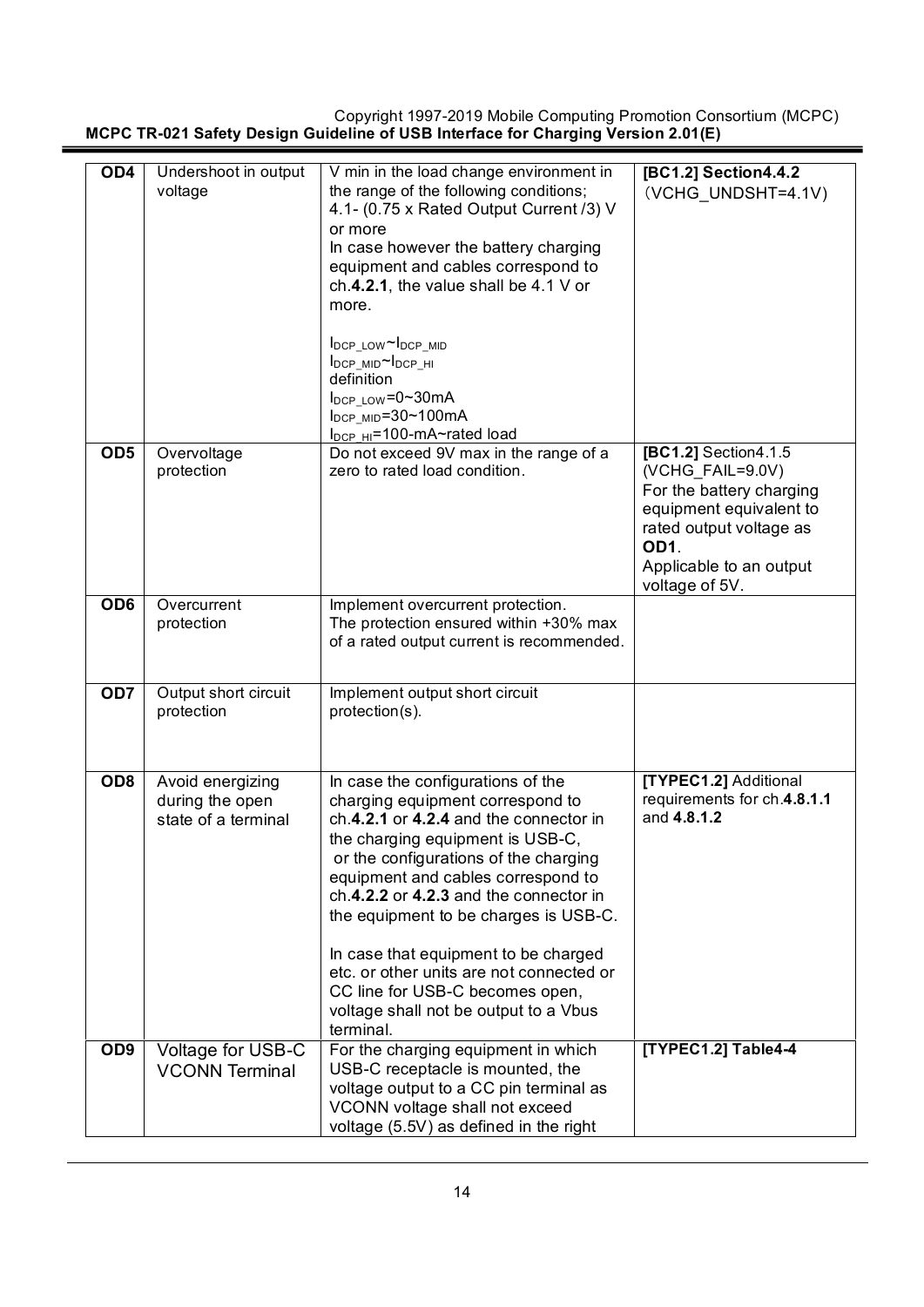| OD4 | Undershoot in output voltage | V min in the load change environment in the range of the following conditions;<br>4.1- (0.75 x Rated Output Current /3) V or more<br>In case however the battery charging equipment and cables correspond to ch.**4.2.1**, the value shall be 4.1 V or more.<br><br>$I_{DCP\_LOW}$~$I_{DCP\_MID}$<br>$I_{DCP\_MID}$~$I_{DCP\_HI}$<br>definition<br>$I_{DCP\_LOW}$=0~30mA<br>$I_{DCP\_MID}$=30~100mA<br>$I_{DCP\_HI}$=100-mA~rated load | **[BC1.2] Section4.4.2**<br>（VCHG_UNDSHT=4.1V) |
|---|---|---|---|
| **OD5** | Overvoltage protection | Do not exceed 9V max in the range of a zero to rated load condition. | **[BC1.2]** Section4.1.5<br>(VCHG_FAIL=9.0V)<br>For the battery charging equipment equivalent to rated output voltage as **OD1**.<br>Applicable to an output voltage of 5V. |
| **OD6** | Overcurrent protection | Implement overcurrent protection.<br>The protection ensured within +30% max of a rated output current is recommended. | |
| **OD7** | Output short circuit protection | Implement output short circuit protection(s). | |
| **OD8** | Avoid energizing during the open state of a terminal | In case the configurations of the charging equipment correspond to ch.**4.2.1** or **4.2.4** and the connector in the charging equipment is USB-C,<br>or the configurations of the charging equipment and cables correspond to ch.**4.2.2** or **4.2.3** and the connector in the equipment to be charges is USB-C.<br><br>In case that equipment to be charged etc. or other units are not connected or CC line for USB-C becomes open, voltage shall not be output to a Vbus terminal. | **[TYPEC1.2]** Additional requirements for ch.**4.8.1.1** and **4.8.1.2** |
| **OD9** | Voltage for USB-C VCONN Terminal | For the charging equipment in which USB-C receptacle is mounted, the voltage output to a CC pin terminal as VCONN voltage shall not exceed voltage (5.5V) as defined in the right | **[TYPEC1.2] Table4-4** |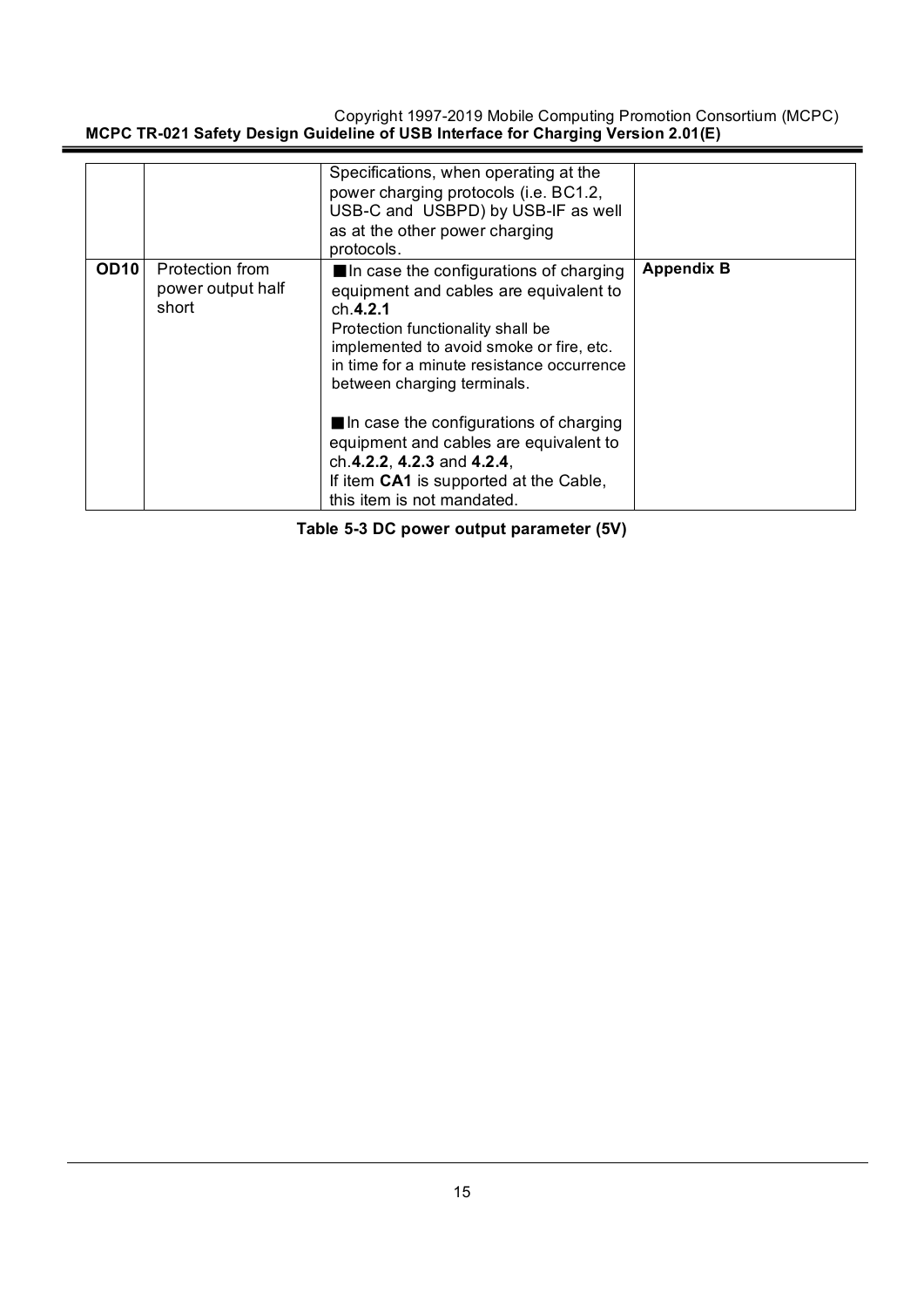| | | | |
|---|---|---|---|
| | | Specifications, when operating at the power charging protocols (i.e. BC1.2, USB-C and USBPD) by USB-IF as well as at the other power charging protocols. | |
| **OD10** | Protection from power output half short | ■In case the configurations of charging equipment and cables are equivalent to ch.**4.2.1**<br>Protection functionality shall be implemented to avoid smoke or fire, etc. in time for a minute resistance occurrence between charging terminals.<br><br>■In case the configurations of charging equipment and cables are equivalent to ch.**4.2.2**, **4.2.3** and **4.2.4**,<br>If item **CA1** is supported at the Cable, this item is not mandated. | **Appendix B** |

**Table 5-3 DC power output parameter (5V)**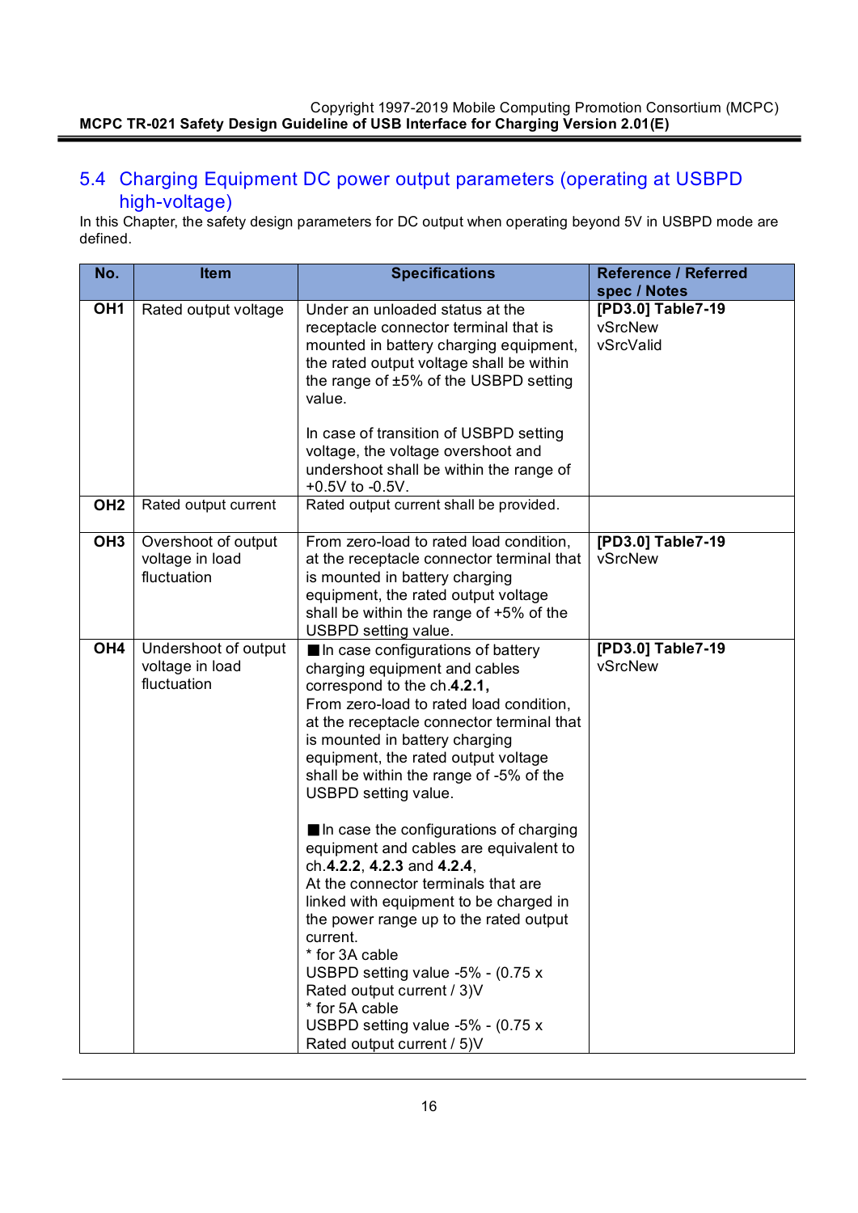## 5.4 Charging Equipment DC power output parameters (operating at USBPD high-voltage)

In this Chapter, the safety design parameters for DC output when operating beyond 5V in USBPD mode are defined.

| No. | Item | Specifications | Reference / Referred spec / Notes |
|---|---|---|---|
| **OH1** | Rated output voltage | Under an unloaded status at the receptacle connector terminal that is mounted in battery charging equipment, the rated output voltage shall be within the range of ±5% of the USBPD setting value.<br><br>In case of transition of USBPD setting voltage, the voltage overshoot and undershoot shall be within the range of +0.5V to -0.5V. | **[PD3.0] Table7-19**<br>vSrcNew<br>vSrcValid |
| **OH2** | Rated output current | Rated output current shall be provided. | |
| **OH3** | Overshoot of output voltage in load fluctuation | From zero-load to rated load condition, at the receptacle connector terminal that is mounted in battery charging equipment, the rated output voltage shall be within the range of +5% of the USBPD setting value. | **[PD3.0] Table7-19**<br>vSrcNew |
| **OH4** | Undershoot of output voltage in load fluctuation | ■In case configurations of battery charging equipment and cables correspond to the ch.**4.2.1,**<br>From zero-load to rated load condition, at the receptacle connector terminal that is mounted in battery charging equipment, the rated output voltage shall be within the range of -5% of the USBPD setting value.<br><br>■In case the configurations of charging equipment and cables are equivalent to ch.**4.2.2**, **4.2.3** and **4.2.4**,<br>At the connector terminals that are linked with equipment to be charged in the power range up to the rated output current.<br>* for 3A cable<br>USBPD setting value -5% - (0.75 x Rated output current / 3)V<br>* for 5A cable<br>USBPD setting value -5% - (0.75 x Rated output current / 5)V | **[PD3.0] Table7-19**<br>vSrcNew |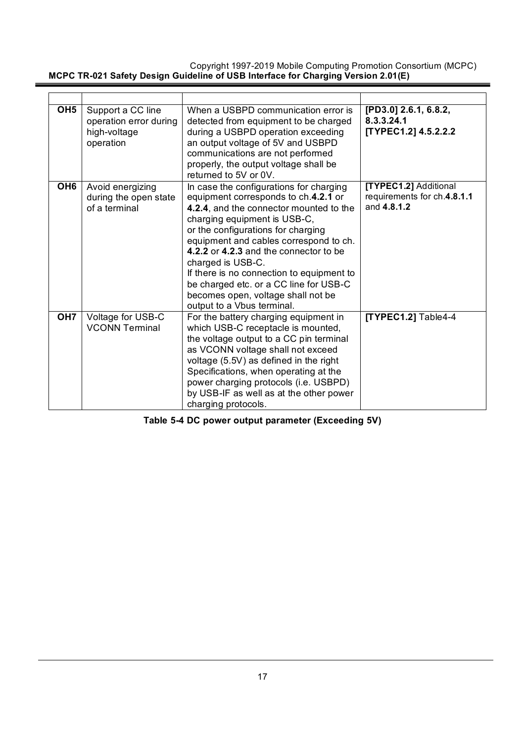| | | | |
|---|---|---|---|
| **OH5** | Support a CC line operation error during high-voltage operation | When a USBPD communication error is detected from equipment to be charged during a USBPD operation exceeding an output voltage of 5V and USBPD communications are not performed properly, the output voltage shall be returned to 5V or 0V. | **[PD3.0] 2.6.1, 6.8.2, 8.3.3.24.1** **[TYPEC1.2] 4.5.2.2.2** |
| **OH6** | Avoid energizing during the open state of a terminal | In case the configurations for charging equipment corresponds to ch.**4.2.1** or **4.2.4**, and the connector mounted to the charging equipment is USB-C, or the configurations for charging equipment and cables correspond to ch. **4.2.2** or **4.2.3** and the connector to be charged is USB-C. If there is no connection to equipment to be charged etc. or a CC line for USB-C becomes open, voltage shall not be output to a Vbus terminal. | **[TYPEC1.2]** Additional requirements for ch.**4.8.1.1** and **4.8.1.2** |
| **OH7** | Voltage for USB-C VCONN Terminal | For the battery charging equipment in which USB-C receptacle is mounted, the voltage output to a CC pin terminal as VCONN voltage shall not exceed voltage (5.5V) as defined in the right Specifications, when operating at the power charging protocols (i.e. USBPD) by USB-IF as well as at the other power charging protocols. | **[TYPEC1.2]** Table4-4 |

**Table 5-4 DC power output parameter (Exceeding 5V)**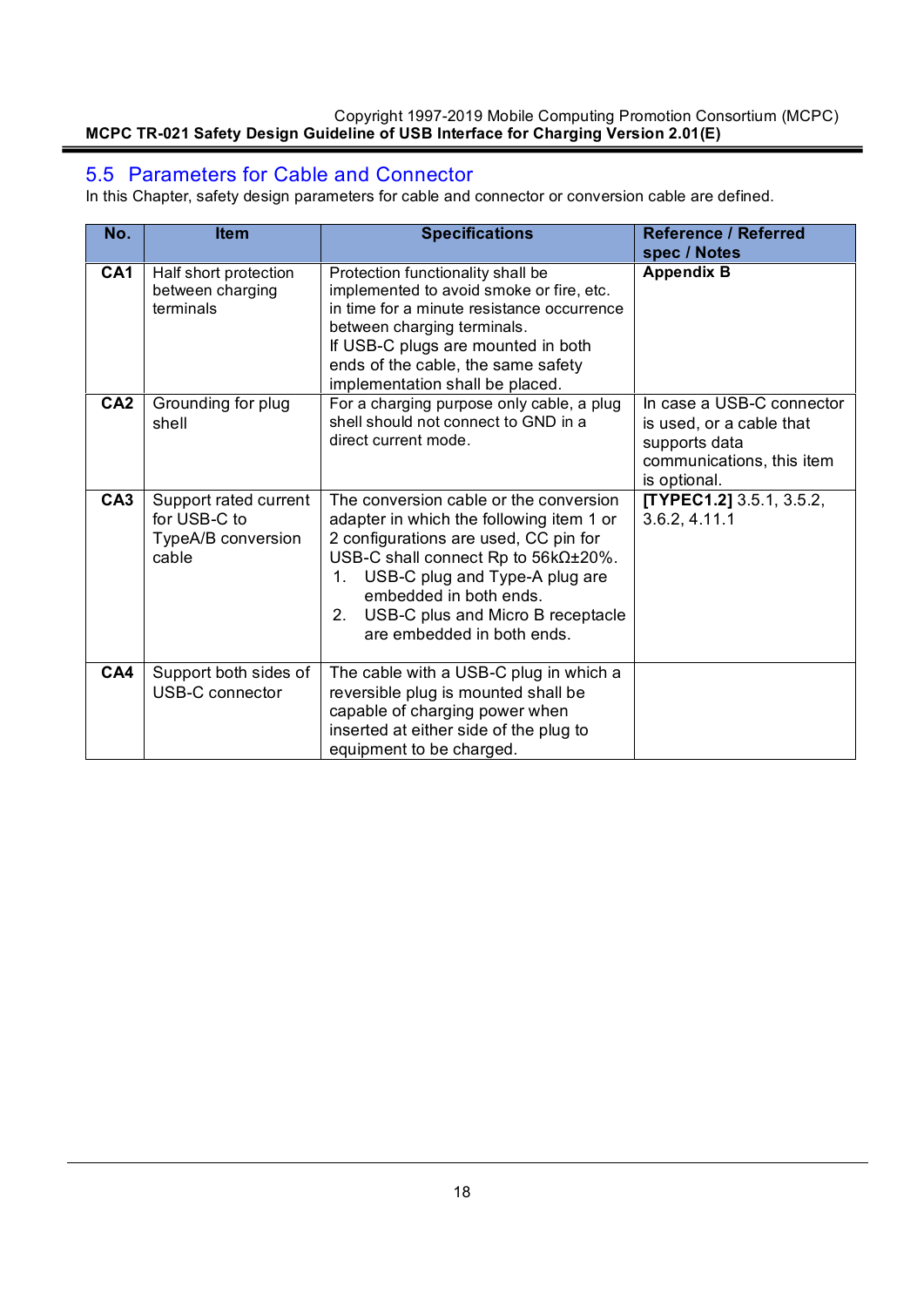## 5.5 Parameters for Cable and Connector

In this Chapter, safety design parameters for cable and connector or conversion cable are defined.

| No. | Item | Specifications | Reference / Referred spec / Notes |
|---|---|---|---|
| **CA1** | Half short protection between charging terminals | Protection functionality shall be implemented to avoid smoke or fire, etc. in time for a minute resistance occurrence between charging terminals.<br>If USB-C plugs are mounted in both ends of the cable, the same safety implementation shall be placed. | **Appendix B** |
| **CA2** | Grounding for plug shell | For a charging purpose only cable, a plug shell should not connect to GND in a direct current mode. | In case a USB-C connector is used, or a cable that supports data communications, this item is optional. |
| **CA3** | Support rated current for USB-C to TypeA/B conversion cable | The conversion cable or the conversion adapter in which the following item 1 or 2 configurations are used, CC pin for USB-C shall connect Rp to 56kΩ±20%.<br>1. USB-C plug and Type-A plug are embedded in both ends.<br>2. USB-C plus and Micro B receptacle are embedded in both ends. | **[TYPEC1.2]** 3.5.1, 3.5.2, 3.6.2, 4.11.1 |
| **CA4** | Support both sides of USB-C connector | The cable with a USB-C plug in which a reversible plug is mounted shall be capable of charging power when inserted at either side of the plug to equipment to be charged. | |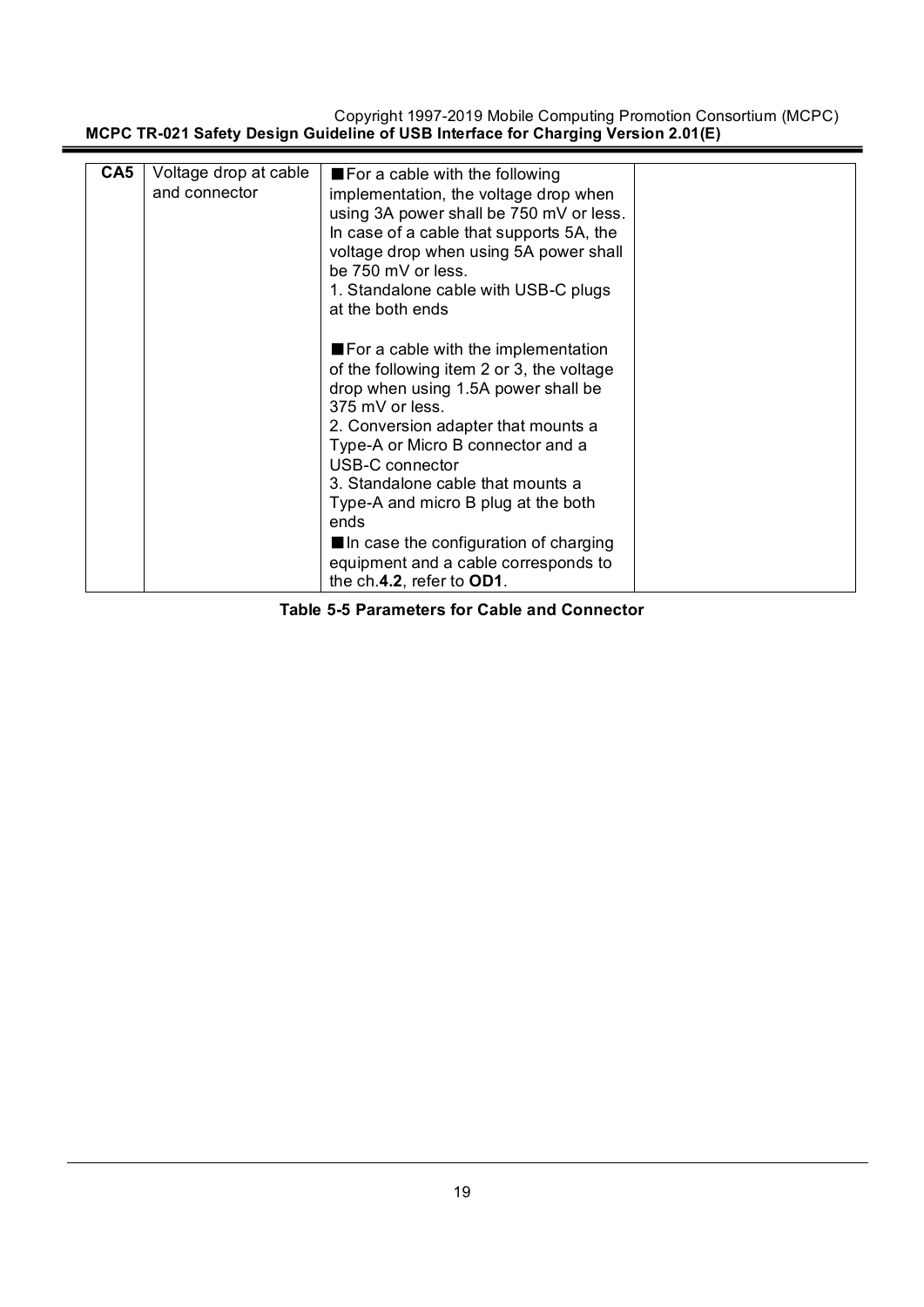| | | | |
|---|---|---|---|
| **CA5** | Voltage drop at cable and connector | ■For a cable with the following implementation, the voltage drop when using 3A power shall be 750 mV or less. In case of a cable that supports 5A, the voltage drop when using 5A power shall be 750 mV or less.<br>1. Standalone cable with USB-C plugs at the both ends<br><br>■For a cable with the implementation of the following item 2 or 3, the voltage drop when using 1.5A power shall be 375 mV or less.<br>2. Conversion adapter that mounts a Type-A or Micro B connector and a USB-C connector<br>3. Standalone cable that mounts a Type-A and micro B plug at the both ends<br>■In case the configuration of charging equipment and a cable corresponds to the ch.**4.2**, refer to **OD1**. | |

**Table 5-5 Parameters for Cable and Connector**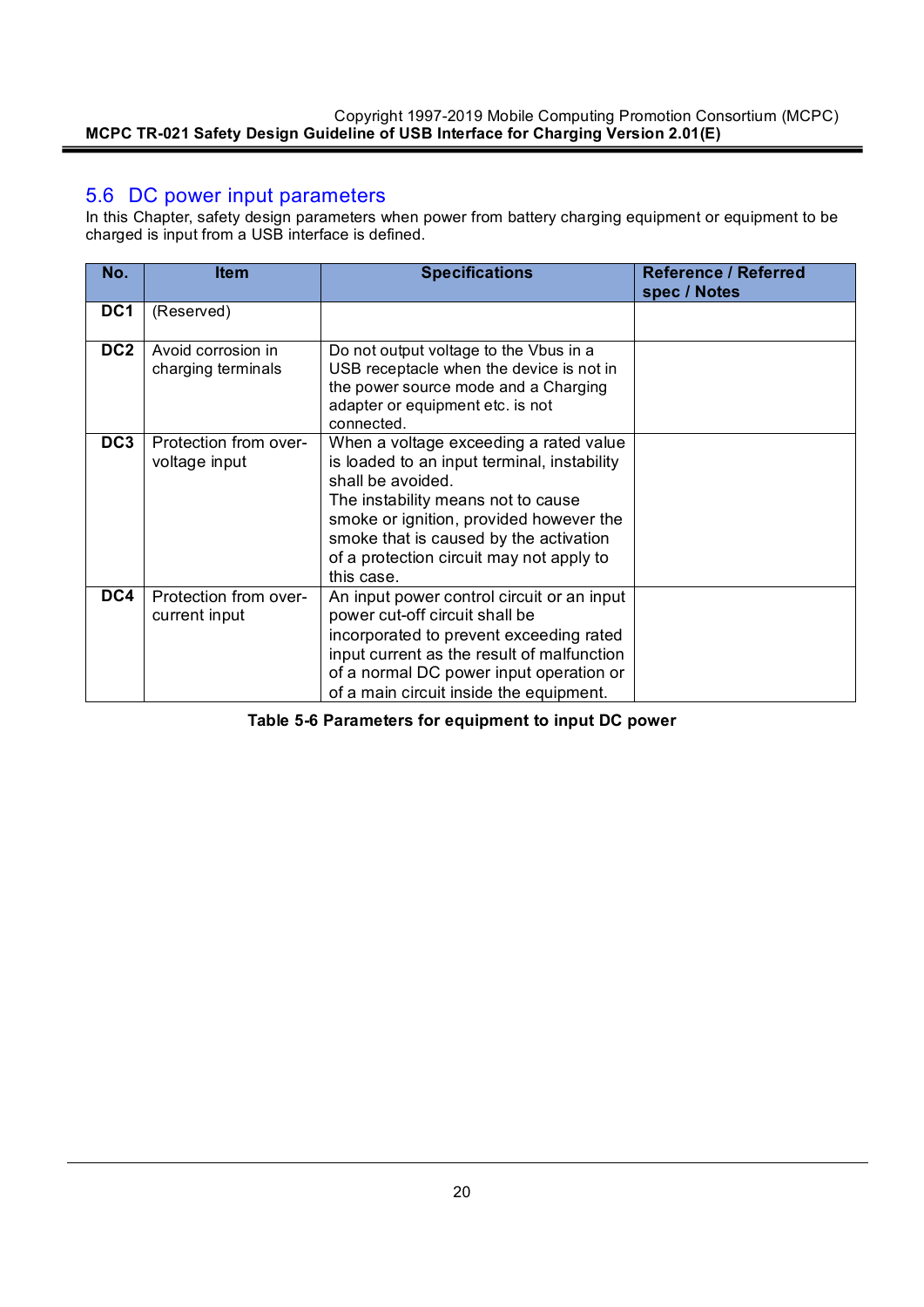## 5.6 DC power input parameters

In this Chapter, safety design parameters when power from battery charging equipment or equipment to be charged is input from a USB interface is defined.

| No. | Item | Specifications | Reference / Referred spec / Notes |
|---|---|---|---|
| **DC1** | (Reserved) | | |
| **DC2** | Avoid corrosion in charging terminals | Do not output voltage to the Vbus in a USB receptacle when the device is not in the power source mode and a Charging adapter or equipment etc. is not connected. | |
| **DC3** | Protection from over-voltage input | When a voltage exceeding a rated value is loaded to an input terminal, instability shall be avoided.<br>The instability means not to cause smoke or ignition, provided however the smoke that is caused by the activation of a protection circuit may not apply to this case. | |
| **DC4** | Protection from over-current input | An input power control circuit or an input power cut-off circuit shall be incorporated to prevent exceeding rated input current as the result of malfunction of a normal DC power input operation or of a main circuit inside the equipment. | |

**Table 5-6 Parameters for equipment to input DC power**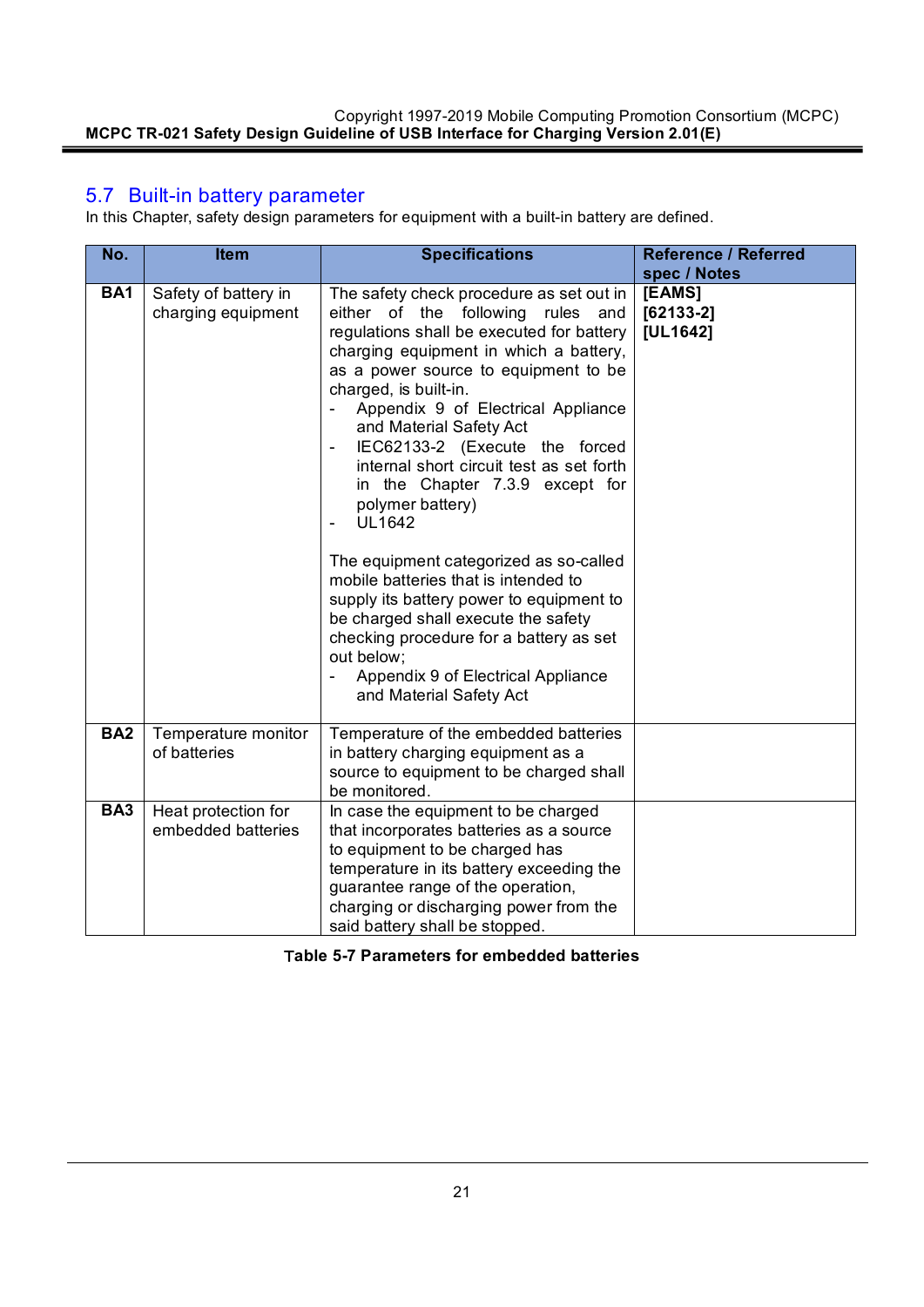## 5.7 Built-in battery parameter

In this Chapter, safety design parameters for equipment with a built-in battery are defined.

| No. | Item | Specifications | Reference / Referred spec / Notes |
|---|---|---|---|
| **BA1** | Safety of battery in charging equipment | The safety check procedure as set out in either of the following rules and regulations shall be executed for battery charging equipment in which a battery, as a power source to equipment to be charged, is built-in.<br>- Appendix 9 of Electrical Appliance and Material Safety Act<br>- IEC62133-2 (Execute the forced internal short circuit test as set forth in the Chapter 7.3.9 except for polymer battery)<br>- UL1642<br><br>The equipment categorized as so-called mobile batteries that is intended to supply its battery power to equipment to be charged shall execute the safety checking procedure for a battery as set out below;<br>- Appendix 9 of Electrical Appliance and Material Safety Act | **[EAMS]**<br>**[62133-2]**<br>**[UL1642]** |
| **BA2** | Temperature monitor of batteries | Temperature of the embedded batteries in battery charging equipment as a source to equipment to be charged shall be monitored. | |
| **BA3** | Heat protection for embedded batteries | In case the equipment to be charged that incorporates batteries as a source to equipment to be charged has temperature in its battery exceeding the guarantee range of the operation, charging or discharging power from the said battery shall be stopped. | |

**Table 5-7 Parameters for embedded batteries**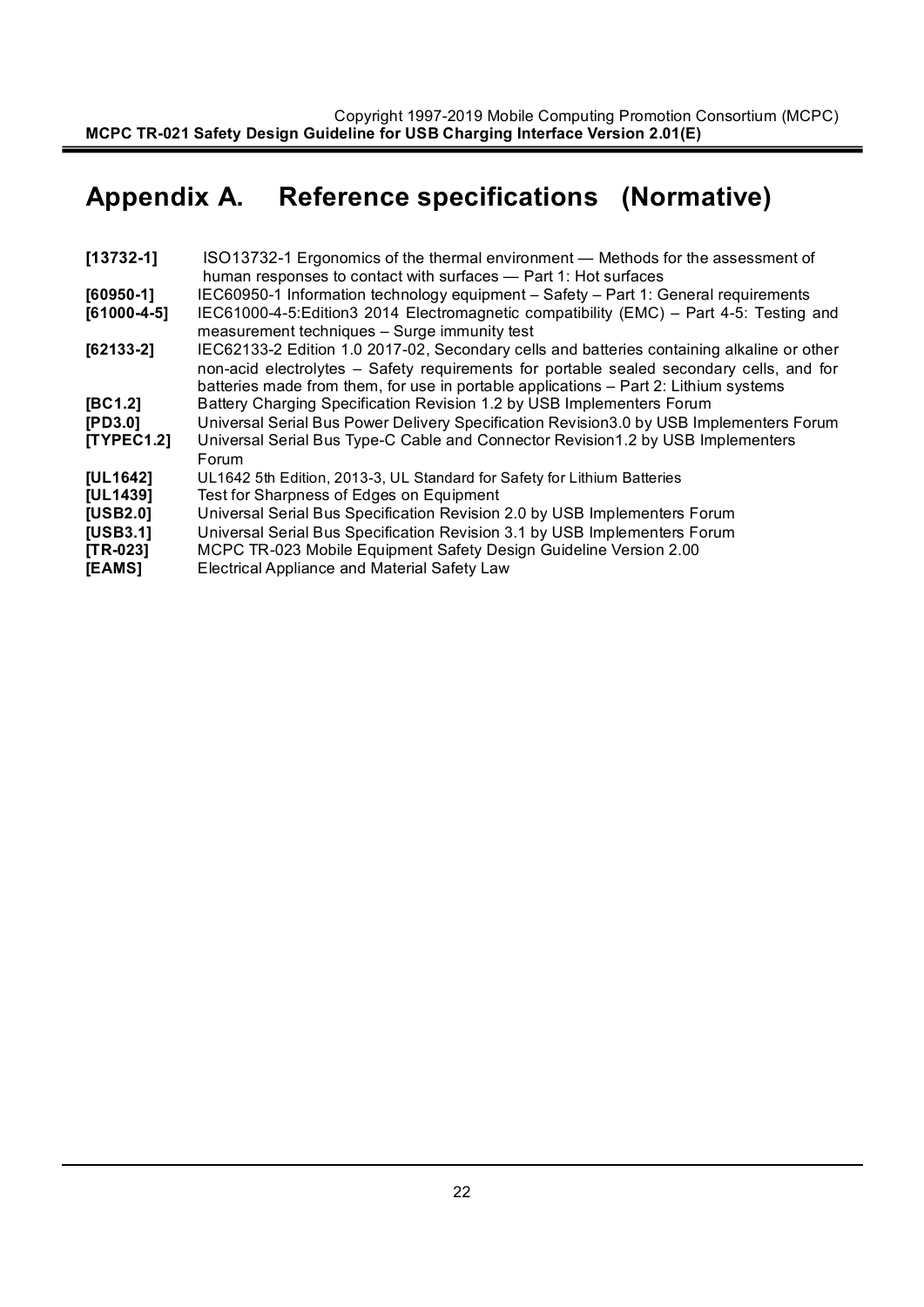# Appendix A. Reference specifications (Normative)

**[13732-1]** ISO13732-1 Ergonomics of the thermal environment — Methods for the assessment of human responses to contact with surfaces — Part 1: Hot surfaces

**[60950-1]** IEC60950-1 Information technology equipment – Safety – Part 1: General requirements

**[61000-4-5]** IEC61000-4-5:Edition3 2014 Electromagnetic compatibility (EMC) – Part 4-5: Testing and measurement techniques – Surge immunity test

**[62133-2]** IEC62133-2 Edition 1.0 2017-02, Secondary cells and batteries containing alkaline or other non-acid electrolytes – Safety requirements for portable sealed secondary cells, and for batteries made from them, for use in portable applications – Part 2: Lithium systems

**[BC1.2]** Battery Charging Specification Revision 1.2 by USB Implementers Forum

**[PD3.0]** Universal Serial Bus Power Delivery Specification Revision3.0 by USB Implementers Forum

**[TYPEC1.2]** Universal Serial Bus Type-C Cable and Connector Revision1.2 by USB Implementers Forum

**[UL1642]** UL1642 5th Edition, 2013-3, UL Standard for Safety for Lithium Batteries

**[UL1439]** Test for Sharpness of Edges on Equipment

**[USB2.0]** Universal Serial Bus Specification Revision 2.0 by USB Implementers Forum

**[USB3.1]** Universal Serial Bus Specification Revision 3.1 by USB Implementers Forum

**[TR-023]** MCPC TR-023 Mobile Equipment Safety Design Guideline Version 2.00

**[EAMS]** Electrical Appliance and Material Safety Law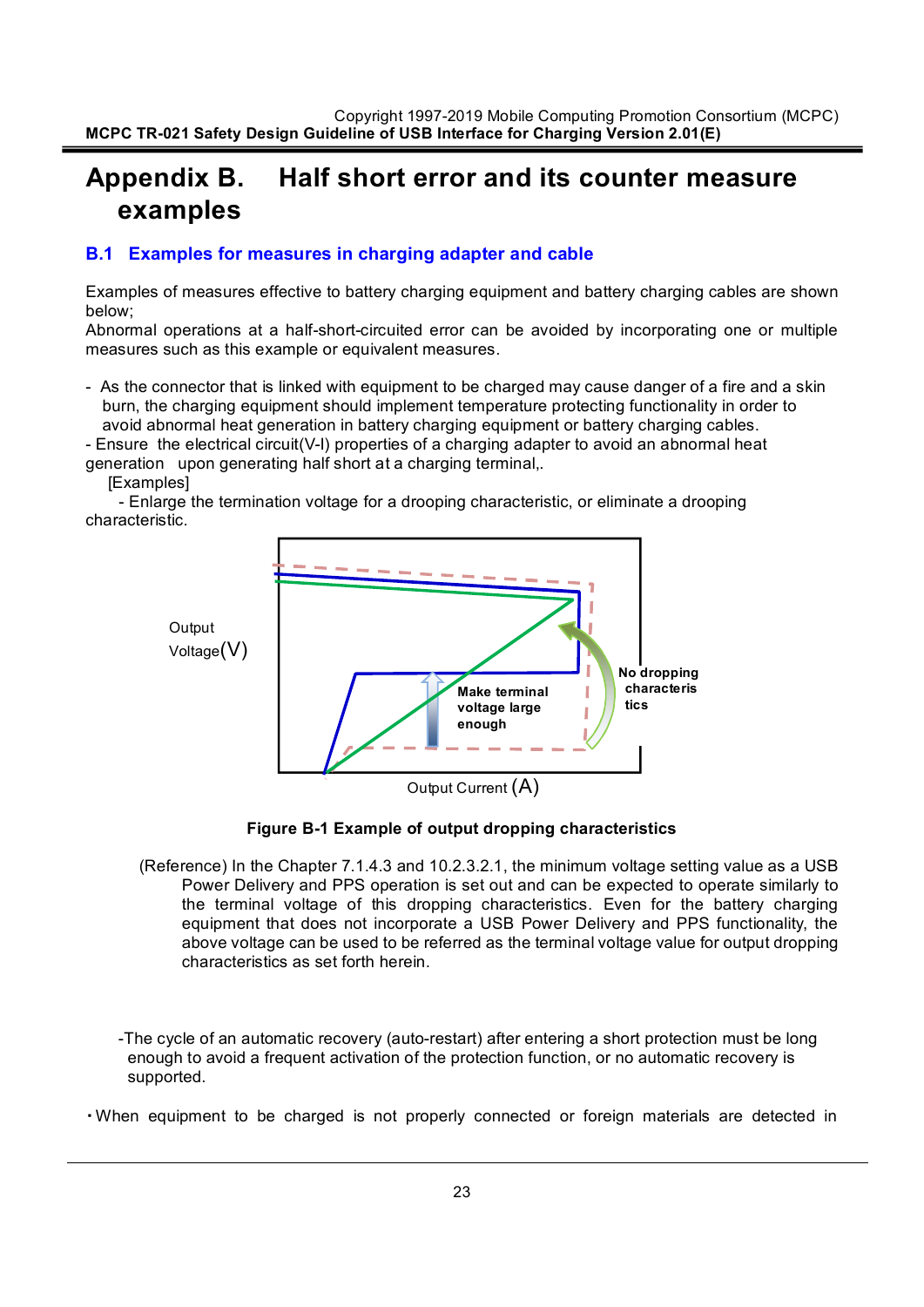# Appendix B. Half short error and its counter measure examples

## B.1 Examples for measures in charging adapter and cable

Examples of measures effective to battery charging equipment and battery charging cables are shown below;
Abnormal operations at a half-short-circuited error can be avoided by incorporating one or multiple measures such as this example or equivalent measures.

- As the connector that is linked with equipment to be charged may cause danger of a fire and a skin burn, the charging equipment should implement temperature protecting functionality in order to avoid abnormal heat generation in battery charging equipment or battery charging cables.
- Ensure the electrical circuit(V-I) properties of a charging adapter to avoid an abnormal heat generation upon generating half short at a charging terminal,.

  [Examples]

  - Enlarge the termination voltage for a drooping characteristic, or eliminate a drooping characteristic.

Output Voltage(V)

Make terminal voltage large enough

No dropping characteristics

Output Current (A)

**Figure B-1 Example of output dropping characteristics**

(Reference) In the Chapter 7.1.4.3 and 10.2.3.2.1, the minimum voltage setting value as a USB Power Delivery and PPS operation is set out and can be expected to operate similarly to the terminal voltage of this dropping characteristics. Even for the battery charging equipment that does not incorporate a USB Power Delivery and PPS functionality, the above voltage can be used to be referred as the terminal voltage value for output dropping characteristics as set forth herein.

-The cycle of an automatic recovery (auto-restart) after entering a short protection must be long enough to avoid a frequent activation of the protection function, or no automatic recovery is supported.

・When equipment to be charged is not properly connected or foreign materials are detected in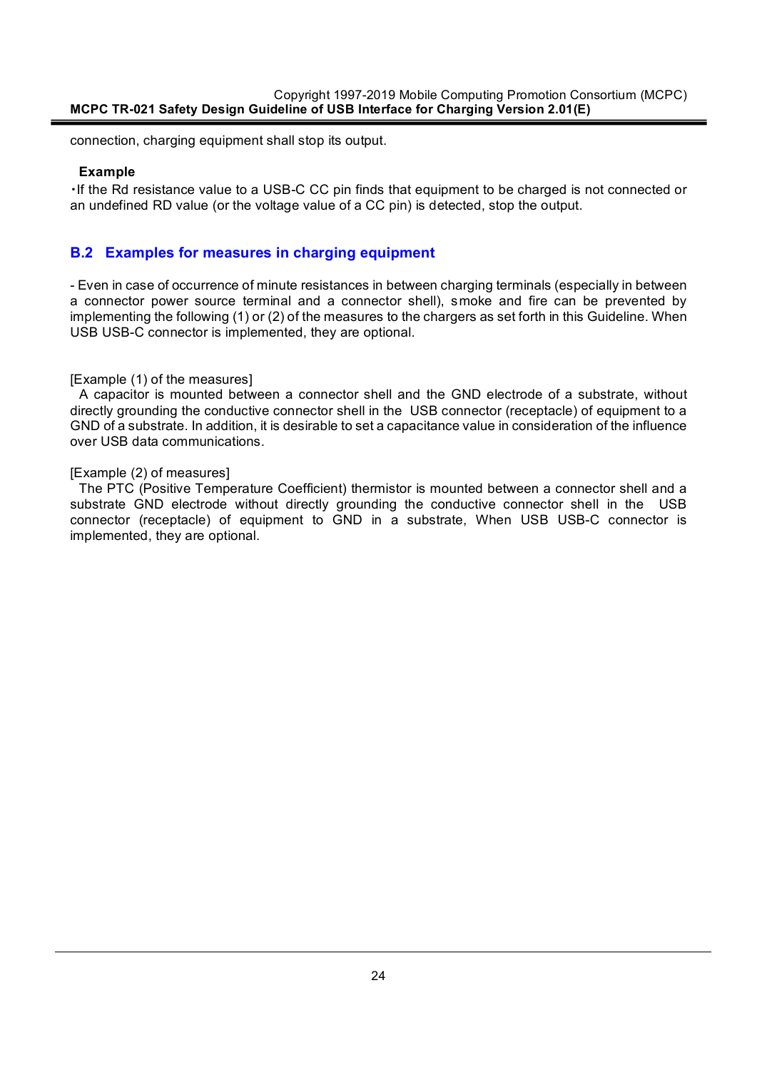connection, charging equipment shall stop its output.

**Example**

・If the Rd resistance value to a USB-C CC pin finds that equipment to be charged is not connected or an undefined RD value (or the voltage value of a CC pin) is detected, stop the output.

## B.2 Examples for measures in charging equipment

- Even in case of occurrence of minute resistances in between charging terminals (especially in between a connector power source terminal and a connector shell), smoke and fire can be prevented by implementing the following (1) or (2) of the measures to the chargers as set forth in this Guideline. When USB USB-C connector is implemented, they are optional.

[Example (1) of the measures]

A capacitor is mounted between a connector shell and the GND electrode of a substrate, without directly grounding the conductive connector shell in the USB connector (receptacle) of equipment to a GND of a substrate. In addition, it is desirable to set a capacitance value in consideration of the influence over USB data communications.

[Example (2) of measures]

The PTC (Positive Temperature Coefficient) thermistor is mounted between a connector shell and a substrate GND electrode without directly grounding the conductive connector shell in the USB connector (receptacle) of equipment to GND in a substrate, When USB USB-C connector is implemented, they are optional.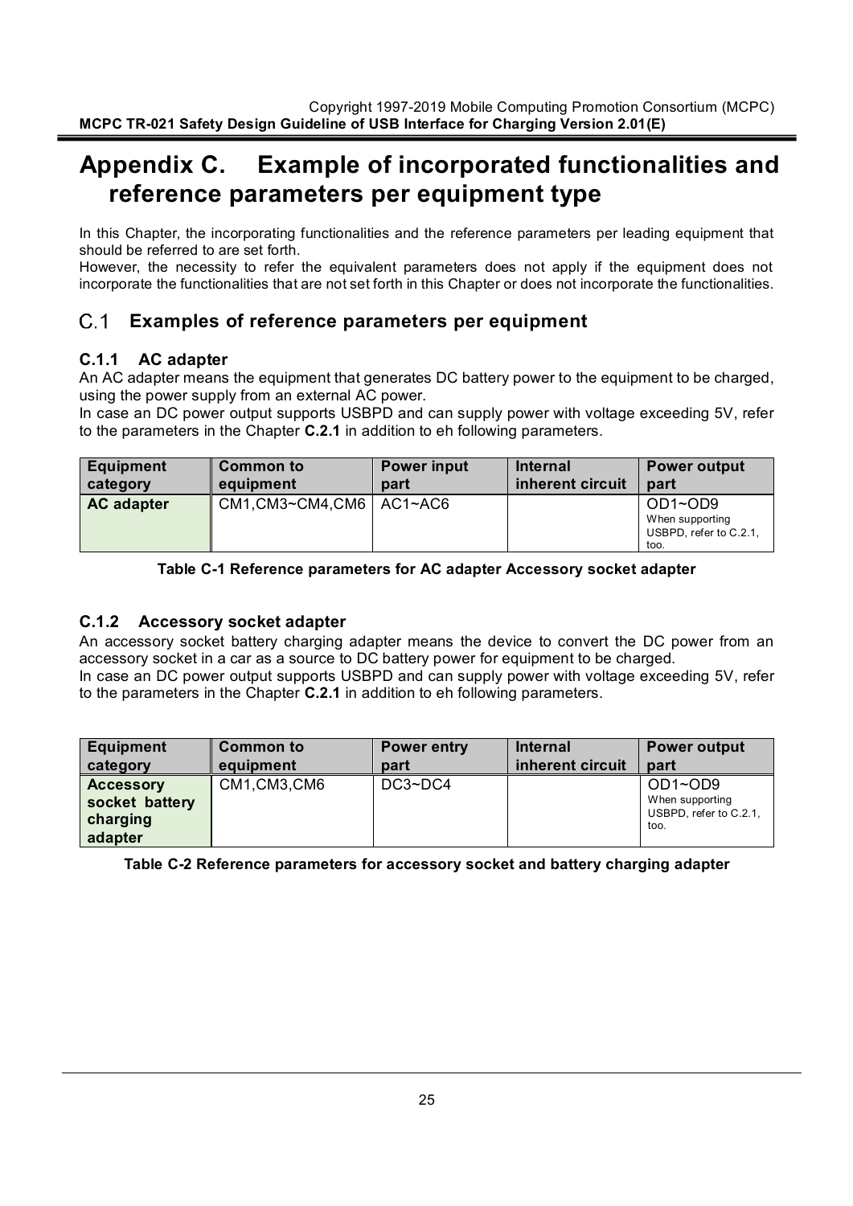# Appendix C. Example of incorporated functionalities and reference parameters per equipment type

In this Chapter, the incorporating functionalities and the reference parameters per leading equipment that should be referred to are set forth.
However, the necessity to refer the equivalent parameters does not apply if the equipment does not incorporate the functionalities that are not set forth in this Chapter or does not incorporate the functionalities.

## C.1 Examples of reference parameters per equipment

### C.1.1 AC adapter

An AC adapter means the equipment that generates DC battery power to the equipment to be charged, using the power supply from an external AC power.
In case an DC power output supports USBPD and can supply power with voltage exceeding 5V, refer to the parameters in the Chapter **C.2.1** in addition to eh following parameters.

| Equipment category | Common to equipment | Power input part | Internal inherent circuit | Power output part |
|---|---|---|---|---|
| **AC adapter** | CM1,CM3~CM4,CM6 | AC1~AC6 | | OD1~OD9<br>When supporting USBPD, refer to C.2.1, too. |

**Table C-1 Reference parameters for AC adapter Accessory socket adapter**

### C.1.2 Accessory socket adapter

An accessory socket battery charging adapter means the device to convert the DC power from an accessory socket in a car as a source to DC battery power for equipment to be charged.
In case an DC power output supports USBPD and can supply power with voltage exceeding 5V, refer to the parameters in the Chapter **C.2.1** in addition to eh following parameters.

| Equipment category | Common to equipment | Power entry part | Internal inherent circuit | Power output part |
|---|---|---|---|---|
| **Accessory socket battery charging adapter** | CM1,CM3,CM6 | DC3~DC4 | | OD1~OD9<br>When supporting USBPD, refer to C.2.1, too. |

**Table C-2 Reference parameters for accessory socket and battery charging adapter**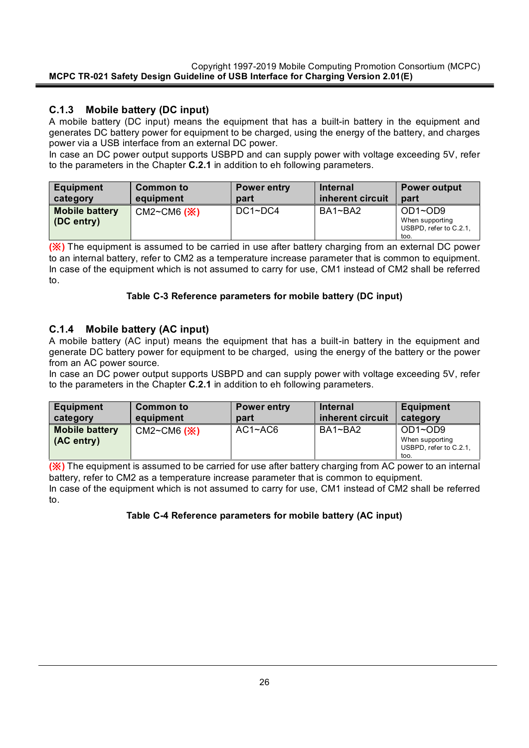### C.1.3 Mobile battery (DC input)

A mobile battery (DC input) means the equipment that has a built-in battery in the equipment and generates DC battery power for equipment to be charged, using the energy of the battery, and charges power via a USB interface from an external DC power.

In case an DC power output supports USBPD and can supply power with voltage exceeding 5V, refer to the parameters in the Chapter **C.2.1** in addition to eh following parameters.

| Equipment category | Common to equipment | Power entry part | Internal inherent circuit | Power output part |
|---|---|---|---|---|
| **Mobile battery (DC entry)** | CM2~CM6 (※) | DC1~DC4 | BA1~BA2 | OD1~OD9<br>When supporting USBPD, refer to C.2.1, too. |

(※) The equipment is assumed to be carried in use after battery charging from an external DC power to an internal battery, refer to CM2 as a temperature increase parameter that is common to equipment. In case of the equipment which is not assumed to carry for use, CM1 instead of CM2 shall be referred to.

**Table C-3 Reference parameters for mobile battery (DC input)**

### C.1.4 Mobile battery (AC input)

A mobile battery (AC input) means the equipment that has a built-in battery in the equipment and generate DC battery power for equipment to be charged, using the energy of the battery or the power from an AC power source.

In case an DC power output supports USBPD and can supply power with voltage exceeding 5V, refer to the parameters in the Chapter **C.2.1** in addition to eh following parameters.

| Equipment category | Common to equipment | Power entry part | Internal inherent circuit | Equipment category |
|---|---|---|---|---|
| **Mobile battery (AC entry)** | CM2~CM6 (※) | AC1~AC6 | BA1~BA2 | OD1~OD9<br>When supporting USBPD, refer to C.2.1, too. |

(※) The equipment is assumed to be carried for use after battery charging from AC power to an internal battery, refer to CM2 as a temperature increase parameter that is common to equipment. In case of the equipment which is not assumed to carry for use, CM1 instead of CM2 shall be referred to.

**Table C-4 Reference parameters for mobile battery (AC input)**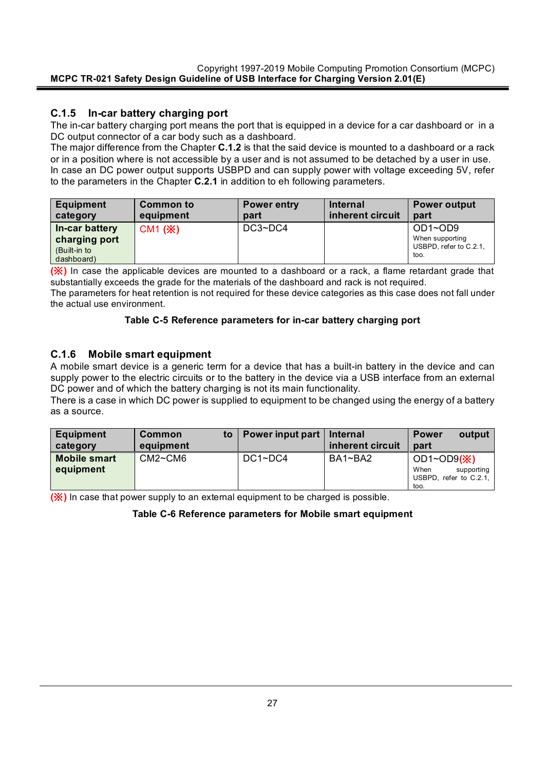### C.1.5 In-car battery charging port

The in-car battery charging port means the port that is equipped in a device for a car dashboard or in a DC output connector of a car body such as a dashboard.
The major difference from the Chapter **C.1.2** is that the said device is mounted to a dashboard or a rack or in a position where is not accessible by a user and is not assumed to be detached by a user in use.
In case an DC power output supports USBPD and can supply power with voltage exceeding 5V, refer to the parameters in the Chapter **C.2.1** in addition to eh following parameters.

| Equipment category | Common to equipment | Power entry part | Internal inherent circuit | Power output part |
|---|---|---|---|---|
| **In-car battery charging port** (Built-in to dashboard) | CM1 (※) | DC3~DC4 | | OD1~OD9 When supporting USBPD, refer to C.2.1, too. |

(※) In case the applicable devices are mounted to a dashboard or a rack, a flame retardant grade that substantially exceeds the grade for the materials of the dashboard and rack is not required.
The parameters for heat retention is not required for these device categories as this case does not fall under the actual use environment.

**Table C-5 Reference parameters for in-car battery charging port**

### C.1.6 Mobile smart equipment

A mobile smart device is a generic term for a device that has a built-in battery in the device and can supply power to the electric circuits or to the battery in the device via a USB interface from an external DC power and of which the battery charging is not its main functionality.
There is a case in which DC power is supplied to equipment to be changed using the energy of a battery as a source.

| Equipment category | Common to equipment | Power input part | Internal inherent circuit | Power output part |
|---|---|---|---|---|
| **Mobile smart equipment** | CM2~CM6 | DC1~DC4 | BA1~BA2 | OD1~OD9(※) When supporting USBPD, refer to C.2.1, too. |

(※) In case that power supply to an external equipment to be charged is possible.

**Table C-6 Reference parameters for Mobile smart equipment**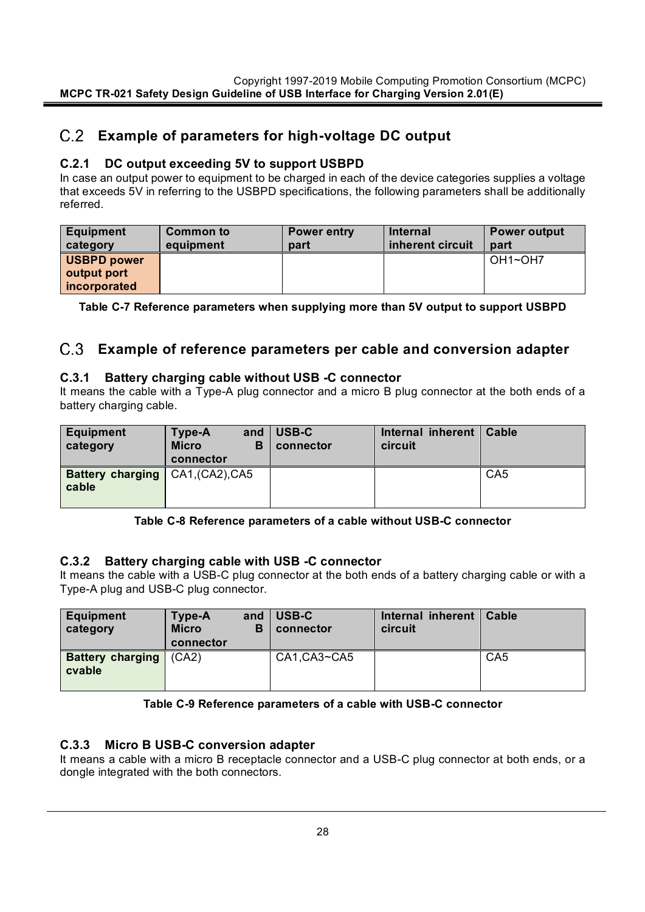## C.2 Example of parameters for high-voltage DC output

### C.2.1 DC output exceeding 5V to support USBPD

In case an output power to equipment to be charged in each of the device categories supplies a voltage that exceeds 5V in referring to the USBPD specifications, the following parameters shall be additionally referred.

| Equipment category | Common to equipment | Power entry part | Internal inherent circuit | Power output part |
|---|---|---|---|---|
| **USBPD power output port incorporated** | | | | OH1~OH7 |

**Table C-7 Reference parameters when supplying more than 5V output to support USBPD**

## C.3 Example of reference parameters per cable and conversion adapter

### C.3.1 Battery charging cable without USB -C connector

It means the cable with a Type-A plug connector and a micro B plug connector at the both ends of a battery charging cable.

| Equipment category | Type-A and Micro B connector | USB-C connector | Internal inherent circuit | Cable |
|---|---|---|---|---|
| **Battery charging cable** | CA1,(CA2),CA5 | | | CA5 |

**Table C-8 Reference parameters of a cable without USB-C connector**

### C.3.2 Battery charging cable with USB -C connector

It means the cable with a USB-C plug connector at the both ends of a battery charging cable or with a Type-A plug and USB-C plug connector.

| Equipment category | Type-A and Micro B connector | USB-C connector | Internal inherent circuit | Cable |
|---|---|---|---|---|
| **Battery charging cvable** | (CA2) | CA1,CA3~CA5 | | CA5 |

**Table C-9 Reference parameters of a cable with USB-C connector**

### C.3.3 Micro B USB-C conversion adapter

It means a cable with a micro B receptacle connector and a USB-C plug connector at both ends, or a dongle integrated with the both connectors.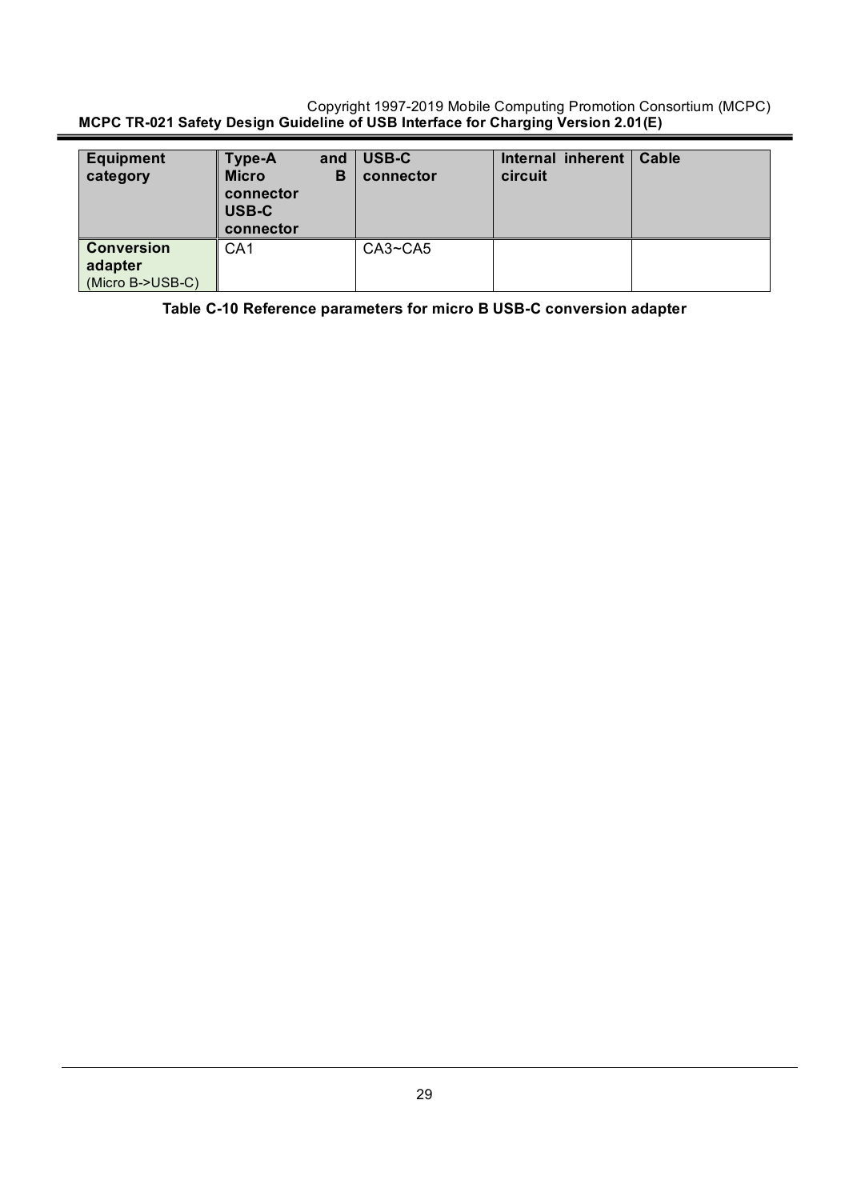| Equipment category | Type-A and Micro B connector USB-C connector | USB-C connector | Internal inherent circuit | Cable |
|---|---|---|---|---|
| **Conversion adapter** (Micro B->USB-C) | CA1 | CA3~CA5 | | |

**Table C-10 Reference parameters for micro B USB-C conversion adapter**